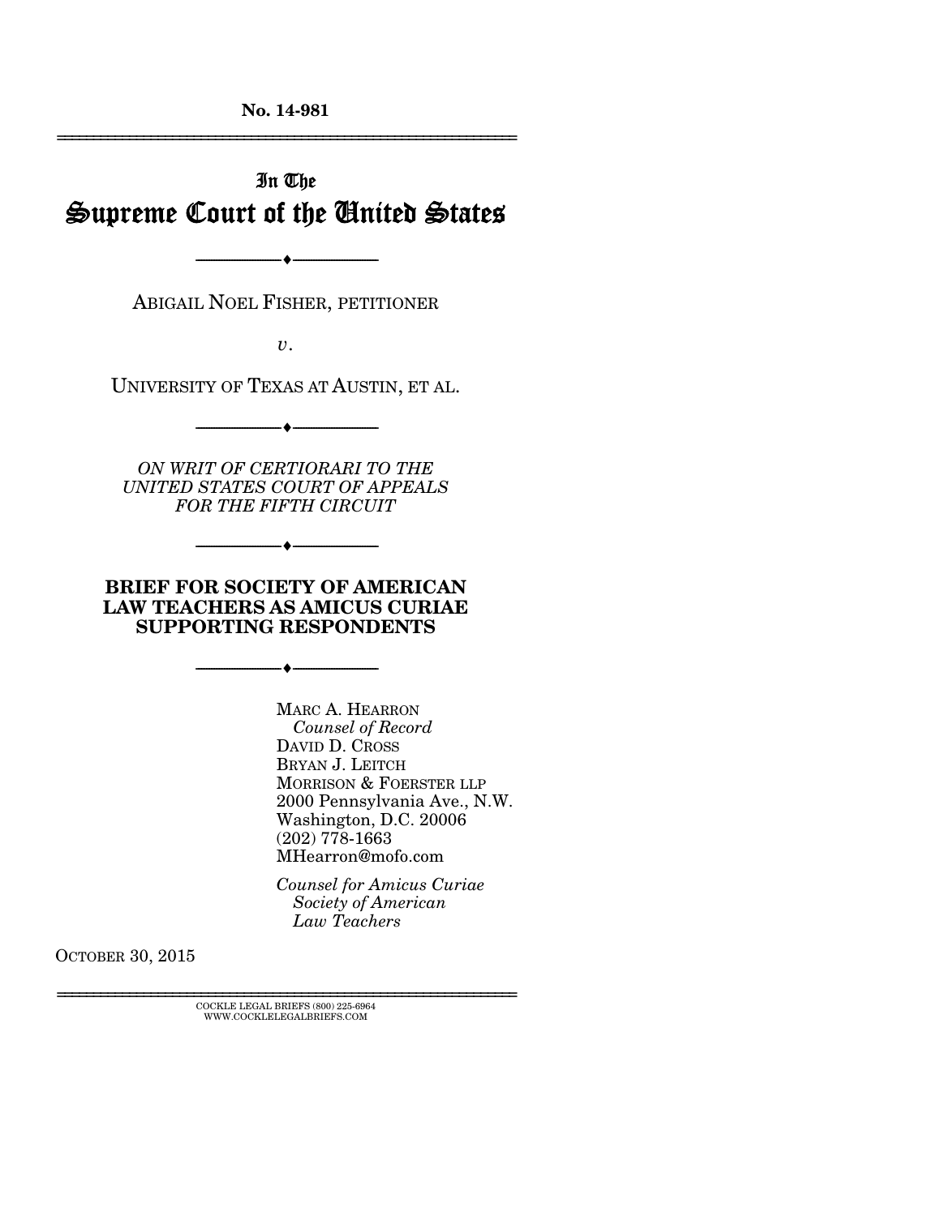No. 14-981

---

In The

# Supreme Court of the United States

---

ABIGAIL NOEL FISHER, PETITIONER

*v.*

UNIVERSITY OF TEXAS AT AUSTIN, ET AL.

---

*ON WRIT OF CERTIORARI TO THE UNITED STATES COURT OF APPEALS FOR THE FIFTH CIRCUIT*

---

## BRIEF FOR SOCIETY OF AMERICAN LAW TEACHERS AS AMICUS CURIAE SUPPORTING RESPONDENTS

---

MARC A. HEARRON
*Counsel of Record*
DAVID D. CROSS
BRYAN J. LEITCH
MORRISON & FOERSTER LLP
2000 Pennsylvania Ave., N.W.
Washington, D.C. 20006
(202) 778-1663
MHearron@mofo.com

*Counsel for Amicus Curiae Society of American Law Teachers*

OCTOBER 30, 2015

---

COCKLE LEGAL BRIEFS (800) 225-6964
WWW.COCKLELEGALBRIEFS.COM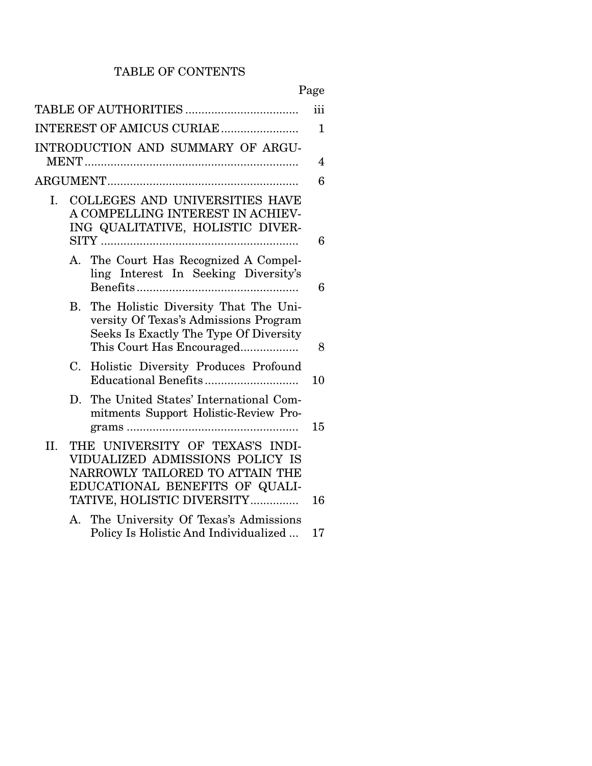# TABLE OF CONTENTS

| | Page |
|---|---|
| TABLE OF AUTHORITIES | iii |
| INTEREST OF AMICUS CURIAE | 1 |
| INTRODUCTION AND SUMMARY OF ARGUMENT | 4 |
| ARGUMENT | 6 |
| I. COLLEGES AND UNIVERSITIES HAVE A COMPELLING INTEREST IN ACHIEVING QUALITATIVE, HOLISTIC DIVERSITY | 6 |
| A. The Court Has Recognized A Compelling Interest In Seeking Diversity's Benefits | 6 |
| B. The Holistic Diversity That The University Of Texas's Admissions Program Seeks Is Exactly The Type Of Diversity This Court Has Encouraged | 8 |
| C. Holistic Diversity Produces Profound Educational Benefits | 10 |
| D. The United States' International Commitments Support Holistic-Review Programs | 15 |
| II. THE UNIVERSITY OF TEXAS'S INDIVIDUALIZED ADMISSIONS POLICY IS NARROWLY TAILORED TO ATTAIN THE EDUCATIONAL BENEFITS OF QUALITATIVE, HOLISTIC DIVERSITY | 16 |
| A. The University Of Texas's Admissions Policy Is Holistic And Individualized | 17 |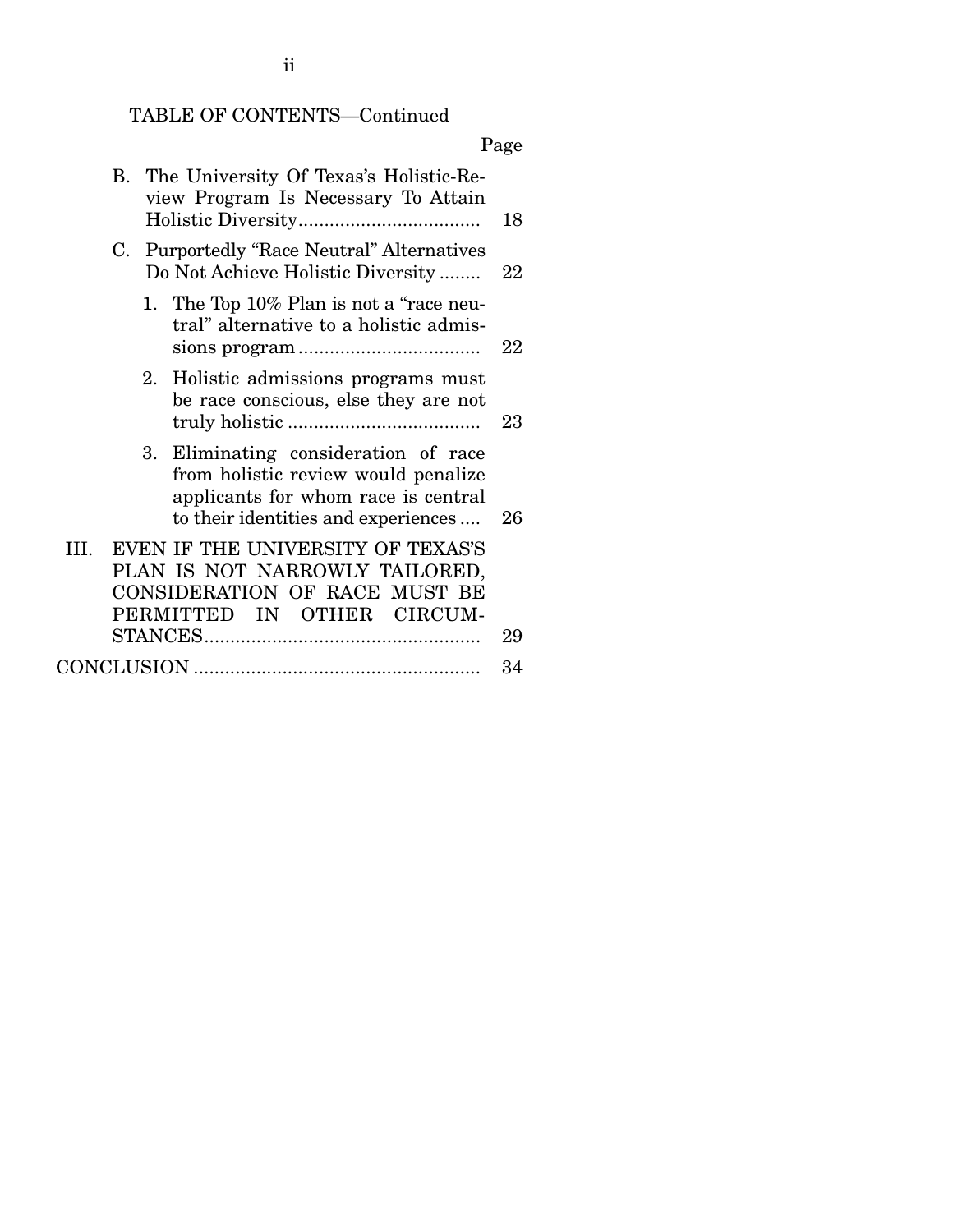TABLE OF CONTENTS—Continued

| | Page |
|---|---|
| B. The University Of Texas's Holistic-Review Program Is Necessary To Attain Holistic Diversity | 18 |
| C. Purportedly "Race Neutral" Alternatives Do Not Achieve Holistic Diversity | 22 |
| 1. The Top 10% Plan is not a "race neutral" alternative to a holistic admissions program | 22 |
| 2. Holistic admissions programs must be race conscious, else they are not truly holistic | 23 |
| 3. Eliminating consideration of race from holistic review would penalize applicants for whom race is central to their identities and experiences | 26 |
| III. EVEN IF THE UNIVERSITY OF TEXAS'S PLAN IS NOT NARROWLY TAILORED, CONSIDERATION OF RACE MUST BE PERMITTED IN OTHER CIRCUMSTANCES | 29 |
| CONCLUSION | 34 |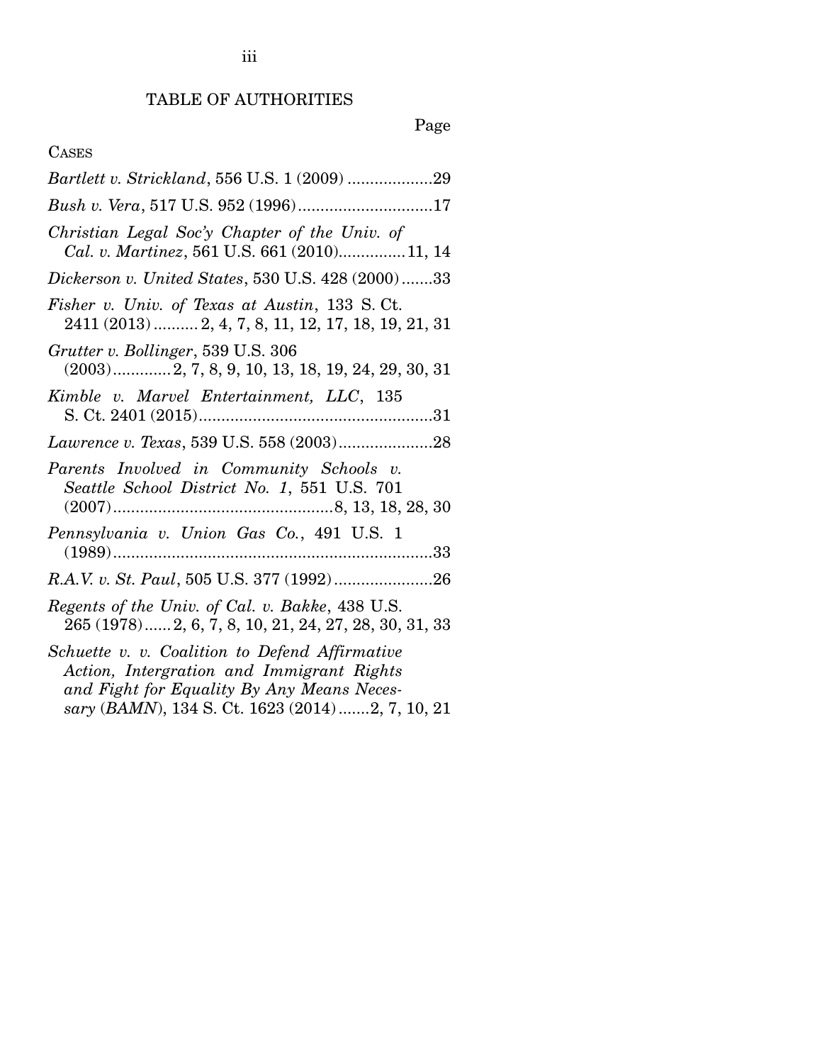# TABLE OF AUTHORITIES

Page

CASES

*Bartlett v. Strickland*, 556 U.S. 1 (2009) ...................29

*Bush v. Vera*, 517 U.S. 952 (1996)..............................17

*Christian Legal Soc'y Chapter of the Univ. of Cal. v. Martinez*, 561 U.S. 661 (2010)...............11, 14

*Dickerson v. United States*, 530 U.S. 428 (2000).......33

*Fisher v. Univ. of Texas at Austin*, 133 S. Ct. 2411 (2013)..........2, 4, 7, 8, 11, 12, 17, 18, 19, 21, 31

*Grutter v. Bollinger*, 539 U.S. 306 (2003).............2, 7, 8, 9, 10, 13, 18, 19, 24, 29, 30, 31

*Kimble v. Marvel Entertainment, LLC*, 135 S. Ct. 2401 (2015).....................................................31

*Lawrence v. Texas*, 539 U.S. 558 (2003).....................28

*Parents Involved in Community Schools v. Seattle School District No. 1*, 551 U.S. 701 (2007).................................................8, 13, 18, 28, 30

*Pennsylvania v. Union Gas Co.*, 491 U.S. 1 (1989)........................................................................33

*R.A.V. v. St. Paul*, 505 U.S. 377 (1992)......................26

*Regents of the Univ. of Cal. v. Bakke*, 438 U.S. 265 (1978)......2, 6, 7, 8, 10, 21, 24, 27, 28, 30, 31, 33

*Schuette v. v. Coalition to Defend Affirmative Action, Intergration and Immigrant Rights and Fight for Equality By Any Means Necessary (BAMN)*, 134 S. Ct. 1623 (2014).......2, 7, 10, 21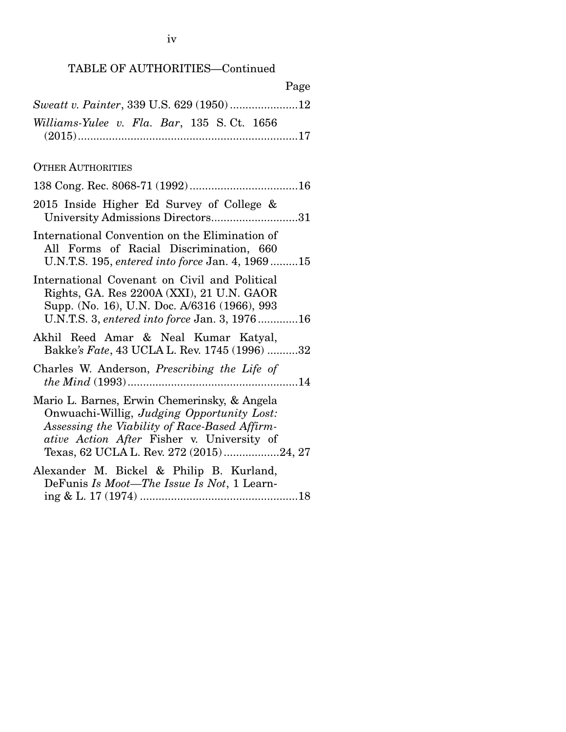TABLE OF AUTHORITIES—Continued

Page

*Sweatt v. Painter*, 339 U.S. 629 (1950) ......................12

*Williams-Yulee v. Fla. Bar*, 135 S. Ct. 1656 (2015).......................................................................17

OTHER AUTHORITIES

138 Cong. Rec. 8068-71 (1992)...................................16

2015 Inside Higher Ed Survey of College & University Admissions Directors............................31

International Convention on the Elimination of All Forms of Racial Discrimination, 660 U.N.T.S. 195, *entered into force* Jan. 4, 1969.........15

International Covenant on Civil and Political Rights, GA. Res 2200A (XXI), 21 U.N. GAOR Supp. (No. 16), U.N. Doc. A/6316 (1966), 993 U.N.T.S. 3, *entered into force* Jan. 3, 1976.............16

Akhil Reed Amar & Neal Kumar Katyal, Bakke*'s Fate*, 43 UCLA L. Rev. 1745 (1996) ..........32

Charles W. Anderson, *Prescribing the Life of the Mind* (1993).......................................................14

Mario L. Barnes, Erwin Chemerinsky, & Angela Onwuachi-Willig, *Judging Opportunity Lost: Assessing the Viability of Race-Based Affirmative Action After* Fisher v. University of Texas, 62 UCLA L. Rev. 272 (2015)..................24, 27

Alexander M. Bickel & Philip B. Kurland, DeFunis *Is Moot—The Issue Is Not*, 1 Learning & L. 17 (1974) ...................................................18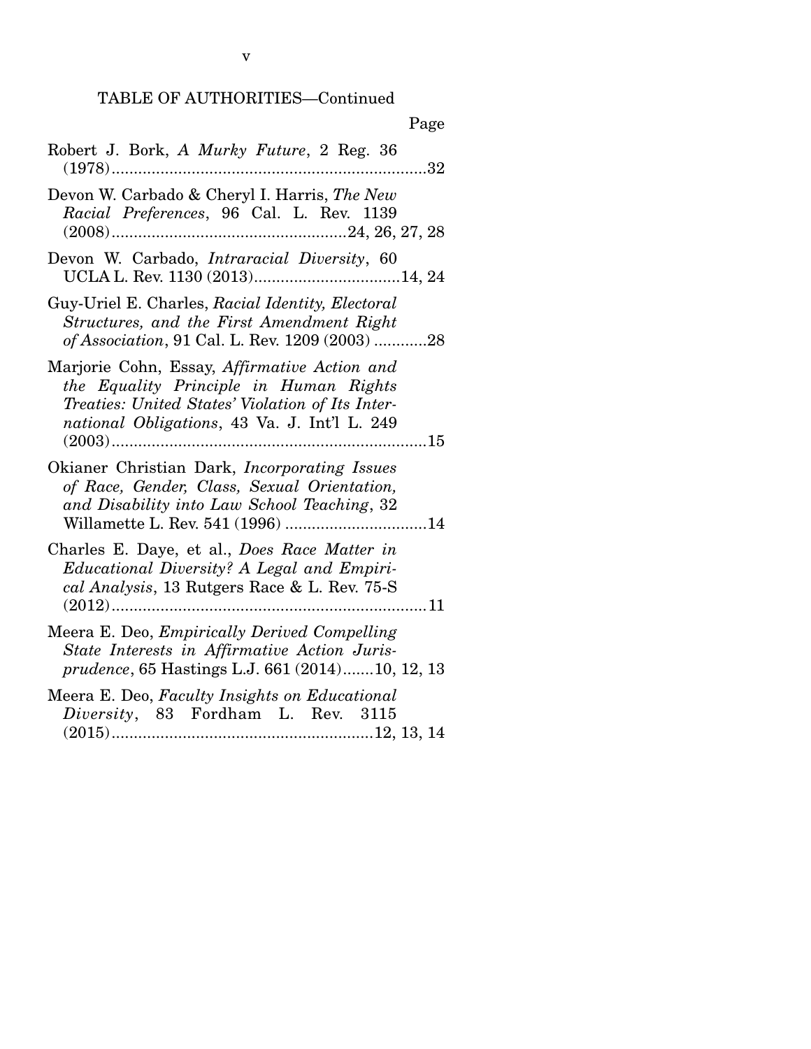TABLE OF AUTHORITIES—Continued

Page

Robert J. Bork, *A Murky Future*, 2 Reg. 36 (1978)........................................................................32

Devon W. Carbado & Cheryl I. Harris, *The New Racial Preferences*, 96 Cal. L. Rev. 1139 (2008).....................................................24, 26, 27, 28

Devon W. Carbado, *Intraracial Diversity*, 60 UCLA L. Rev. 1130 (2013).................................14, 24

Guy-Uriel E. Charles, *Racial Identity, Electoral Structures, and the First Amendment Right of Association*, 91 Cal. L. Rev. 1209 (2003) ............28

Marjorie Cohn, Essay, *Affirmative Action and the Equality Principle in Human Rights Treaties: United States' Violation of Its International Obligations*, 43 Va. J. Int'l L. 249 (2003).......................................................................15

Okianer Christian Dark, *Incorporating Issues of Race, Gender, Class, Sexual Orientation, and Disability into Law School Teaching*, 32 Willamette L. Rev. 541 (1996) ................................14

Charles E. Daye, et al., *Does Race Matter in Educational Diversity? A Legal and Empirical Analysis*, 13 Rutgers Race & L. Rev. 75-S (2012).......................................................................11

Meera E. Deo, *Empirically Derived Compelling State Interests in Affirmative Action Jurisprudence*, 65 Hastings L.J. 661 (2014).......10, 12, 13

Meera E. Deo, *Faculty Insights on Educational Diversity*, 83 Fordham L. Rev. 3115 (2015)..........................................................12, 13, 14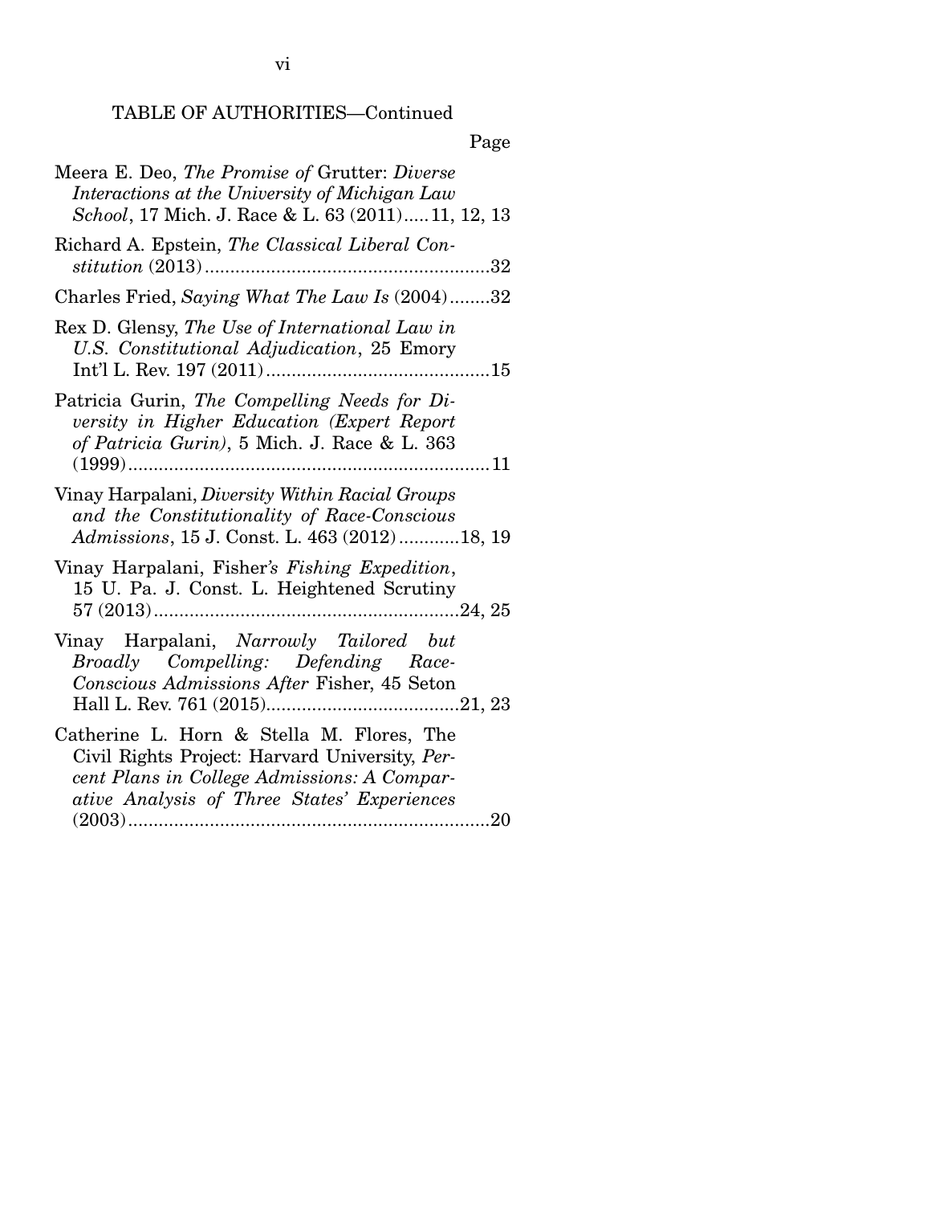TABLE OF AUTHORITIES—Continued

Page

Meera E. Deo, *The Promise of* Grutter: *Diverse Interactions at the University of Michigan Law School*, 17 Mich. J. Race & L. 63 (2011).....11, 12, 13

Richard A. Epstein, *The Classical Liberal Constitution* (2013).......................................................32

Charles Fried, *Saying What The Law Is* (2004)........32

Rex D. Glensy, *The Use of International Law in U.S. Constitutional Adjudication*, 25 Emory Int'l L. Rev. 197 (2011)............................................15

Patricia Gurin, *The Compelling Needs for Diversity in Higher Education (Expert Report of Patricia Gurin)*, 5 Mich. J. Race & L. 363 (1999).......................................................................11

Vinay Harpalani, *Diversity Within Racial Groups and the Constitutionality of Race-Conscious Admissions*, 15 J. Const. L. 463 (2012)...........18, 19

Vinay Harpalani, Fisher*'s Fishing Expedition*, 15 U. Pa. J. Const. L. Heightened Scrutiny 57 (2013)...........................................................24, 25

Vinay Harpalani, *Narrowly Tailored but Broadly Compelling: Defending Race-Conscious Admissions After* Fisher, 45 Seton Hall L. Rev. 761 (2015).....................................21, 23

Catherine L. Horn & Stella M. Flores, The Civil Rights Project: Harvard University, *Percent Plans in College Admissions: A Comparative Analysis of Three States' Experiences* (2003).......................................................................20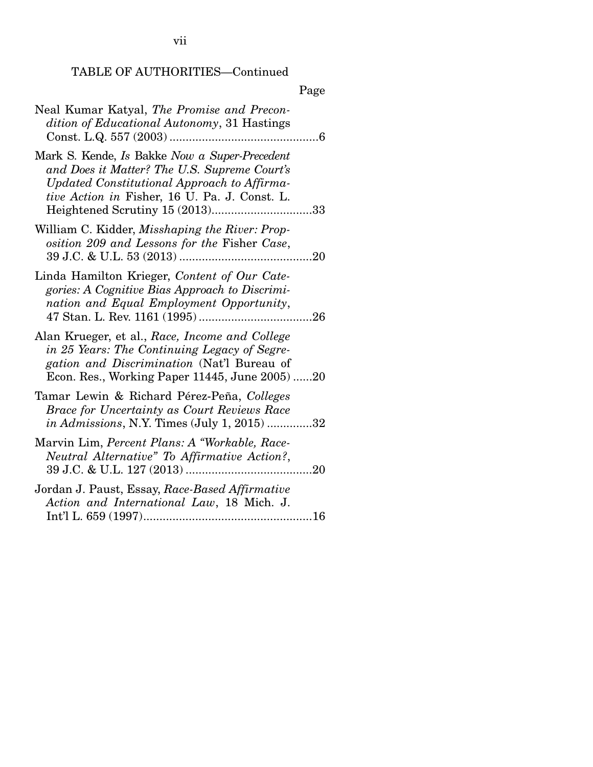TABLE OF AUTHORITIES—Continued

Page

Neal Kumar Katyal, *The Promise and Precondition of Educational Autonomy*, 31 Hastings Const. L.Q. 557 (2003) ....................................6

Mark S. Kende, *Is* Bakke *Now a Super-Precedent and Does it Matter? The U.S. Supreme Court's Updated Constitutional Approach to Affirmative Action in* Fisher, 16 U. Pa. J. Const. L. Heightened Scrutiny 15 (2013)....................................33

William C. Kidder, *Misshaping the River: Proposition 209 and Lessons for the* Fisher *Case*, 39 J.C. & U.L. 53 (2013) ....................................20

Linda Hamilton Krieger, *Content of Our Categories: A Cognitive Bias Approach to Discrimination and Equal Employment Opportunity*, 47 Stan. L. Rev. 1161 (1995) ....................................26

Alan Krueger, et al., *Race, Income and College in 25 Years: The Continuing Legacy of Segregation and Discrimination* (Nat'l Bureau of Econ. Res., Working Paper 11445, June 2005) ......20

Tamar Lewin & Richard Pérez-Peña, *Colleges Brace for Uncertainty as Court Reviews Race in Admissions*, N.Y. Times (July 1, 2015) ..............32

Marvin Lim, *Percent Plans: A "Workable, Race-Neutral Alternative" To Affirmative Action?*, 39 J.C. & U.L. 127 (2013) ....................................20

Jordan J. Paust, Essay, *Race-Based Affirmative Action and International Law*, 18 Mich. J. Int'l L. 659 (1997)....................................16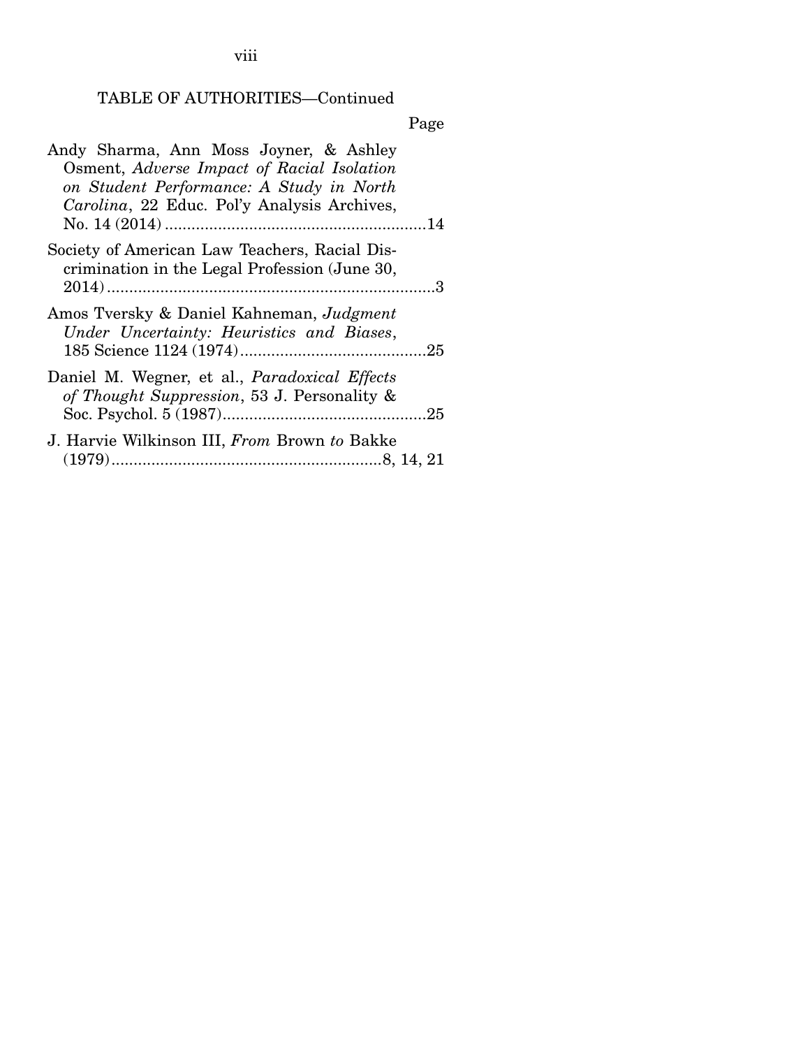TABLE OF AUTHORITIES—Continued

Page

Andy Sharma, Ann Moss Joyner, & Ashley Osment, *Adverse Impact of Racial Isolation on Student Performance: A Study in North Carolina*, 22 Educ. Pol'y Analysis Archives, No. 14 (2014) ....................................................14

Society of American Law Teachers, Racial Discrimination in the Legal Profession (June 30, 2014) ....................................................3

Amos Tversky & Daniel Kahneman, *Judgment Under Uncertainty: Heuristics and Biases*, 185 Science 1124 (1974) ....................................................25

Daniel M. Wegner, et al., *Paradoxical Effects of Thought Suppression*, 53 J. Personality & Soc. Psychol. 5 (1987) ....................................................25

J. Harvie Wilkinson III, *From* Brown *to* Bakke (1979) ....................................................8, 14, 21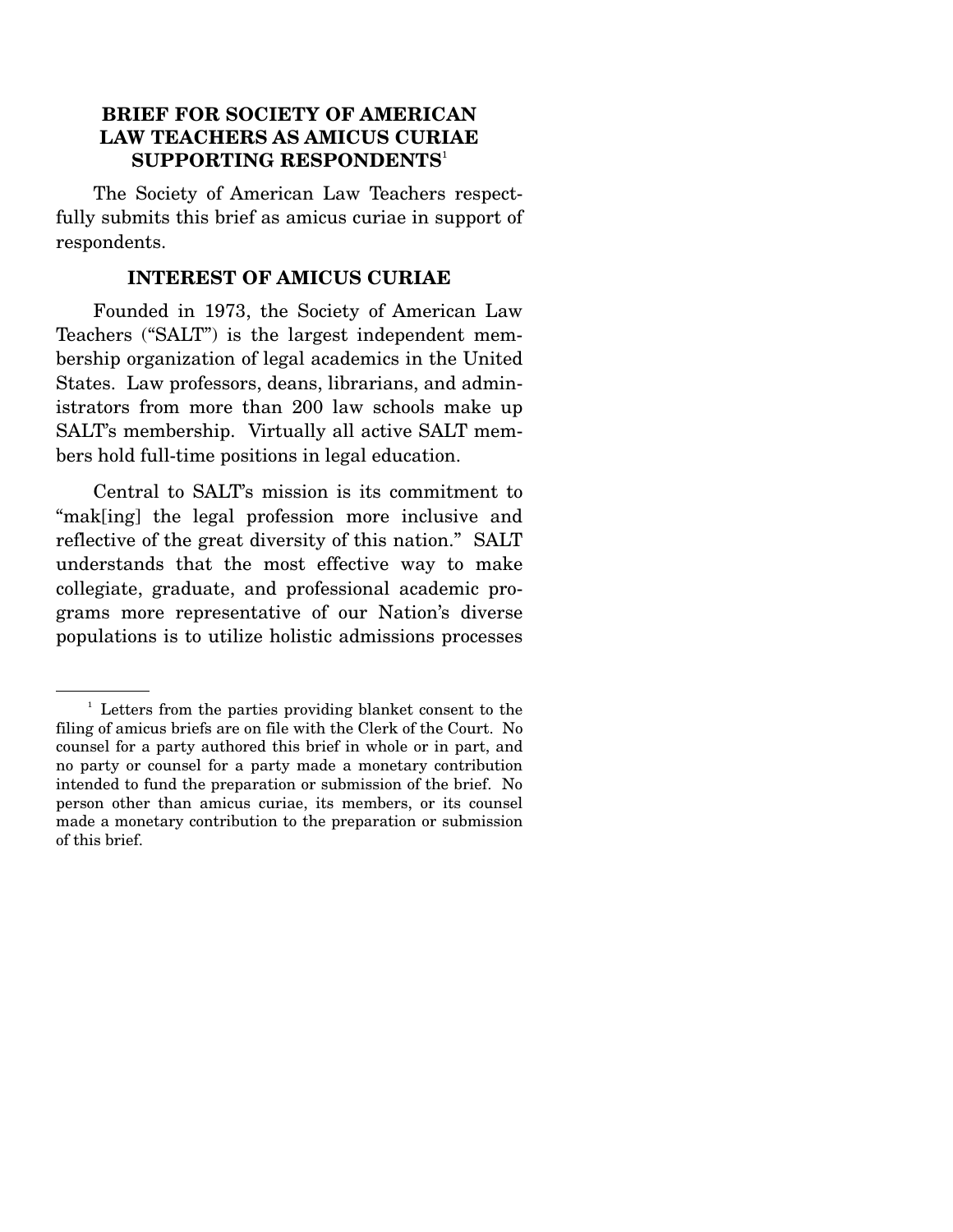## BRIEF FOR SOCIETY OF AMERICAN LAW TEACHERS AS AMICUS CURIAE SUPPORTING RESPONDENTS[1]

The Society of American Law Teachers respectfully submits this brief as amicus curiae in support of respondents.

## INTEREST OF AMICUS CURIAE

Founded in 1973, the Society of American Law Teachers ("SALT") is the largest independent membership organization of legal academics in the United States. Law professors, deans, librarians, and administrators from more than 200 law schools make up SALT's membership. Virtually all active SALT members hold full-time positions in legal education.

Central to SALT's mission is its commitment to "mak[ing] the legal profession more inclusive and reflective of the great diversity of this nation." SALT understands that the most effective way to make collegiate, graduate, and professional academic programs more representative of our Nation's diverse populations is to utilize holistic admissions processes

---

[1] Letters from the parties providing blanket consent to the filing of amicus briefs are on file with the Clerk of the Court. No counsel for a party authored this brief in whole or in part, and no party or counsel for a party made a monetary contribution intended to fund the preparation or submission of the brief. No person other than amicus curiae, its members, or its counsel made a monetary contribution to the preparation or submission of this brief.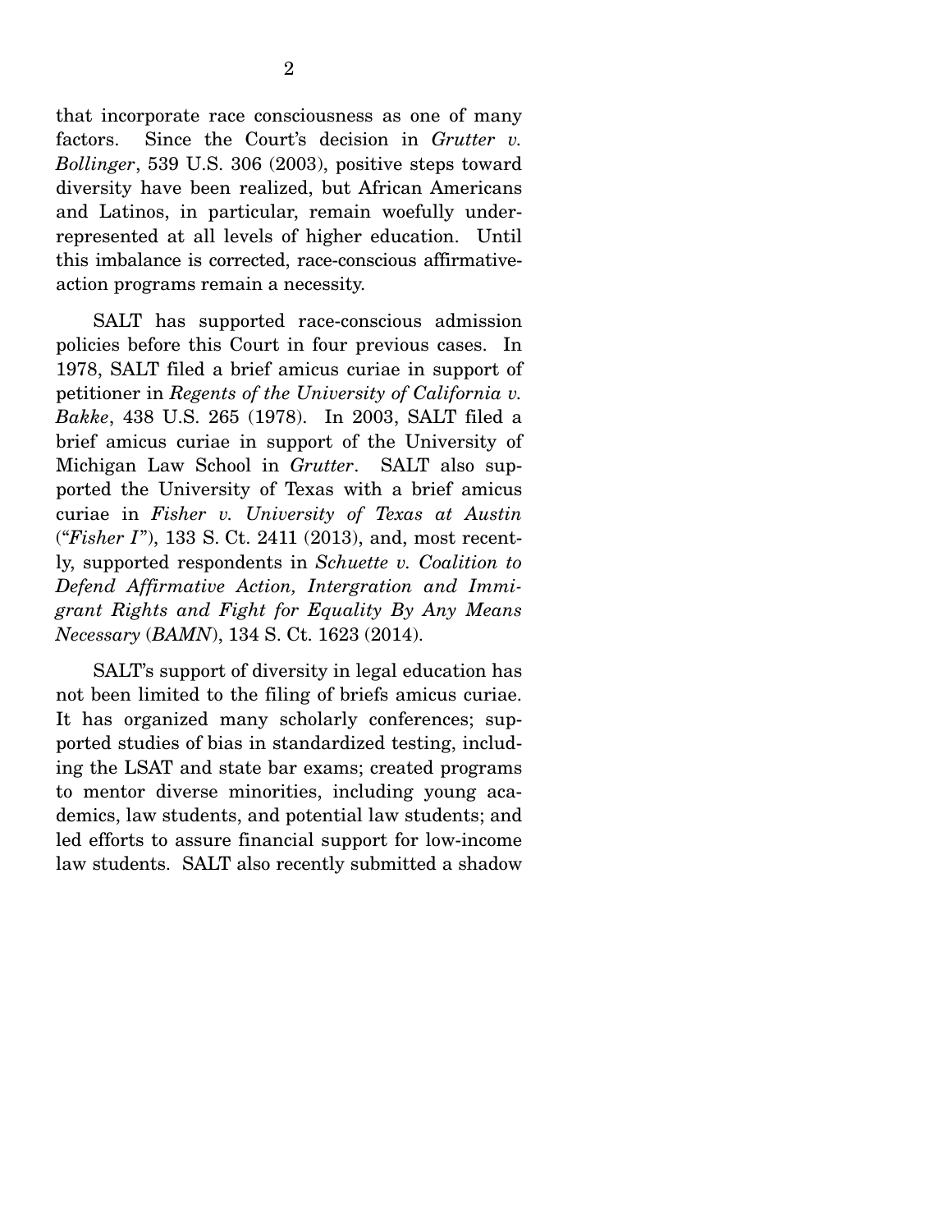that incorporate race consciousness as one of many factors. Since the Court's decision in *Grutter v. Bollinger*, 539 U.S. 306 (2003), positive steps toward diversity have been realized, but African Americans and Latinos, in particular, remain woefully under-represented at all levels of higher education. Until this imbalance is corrected, race-conscious affirmative-action programs remain a necessity.

SALT has supported race-conscious admission policies before this Court in four previous cases. In 1978, SALT filed a brief amicus curiae in support of petitioner in *Regents of the University of California v. Bakke*, 438 U.S. 265 (1978). In 2003, SALT filed a brief amicus curiae in support of the University of Michigan Law School in *Grutter*. SALT also supported the University of Texas with a brief amicus curiae in *Fisher v. University of Texas at Austin* ("*Fisher I*"), 133 S. Ct. 2411 (2013), and, most recently, supported respondents in *Schuette v. Coalition to Defend Affirmative Action, Intergration and Immigrant Rights and Fight for Equality By Any Means Necessary* (*BAMN*), 134 S. Ct. 1623 (2014).

SALT's support of diversity in legal education has not been limited to the filing of briefs amicus curiae. It has organized many scholarly conferences; supported studies of bias in standardized testing, including the LSAT and state bar exams; created programs to mentor diverse minorities, including young academics, law students, and potential law students; and led efforts to assure financial support for low-income law students. SALT also recently submitted a shadow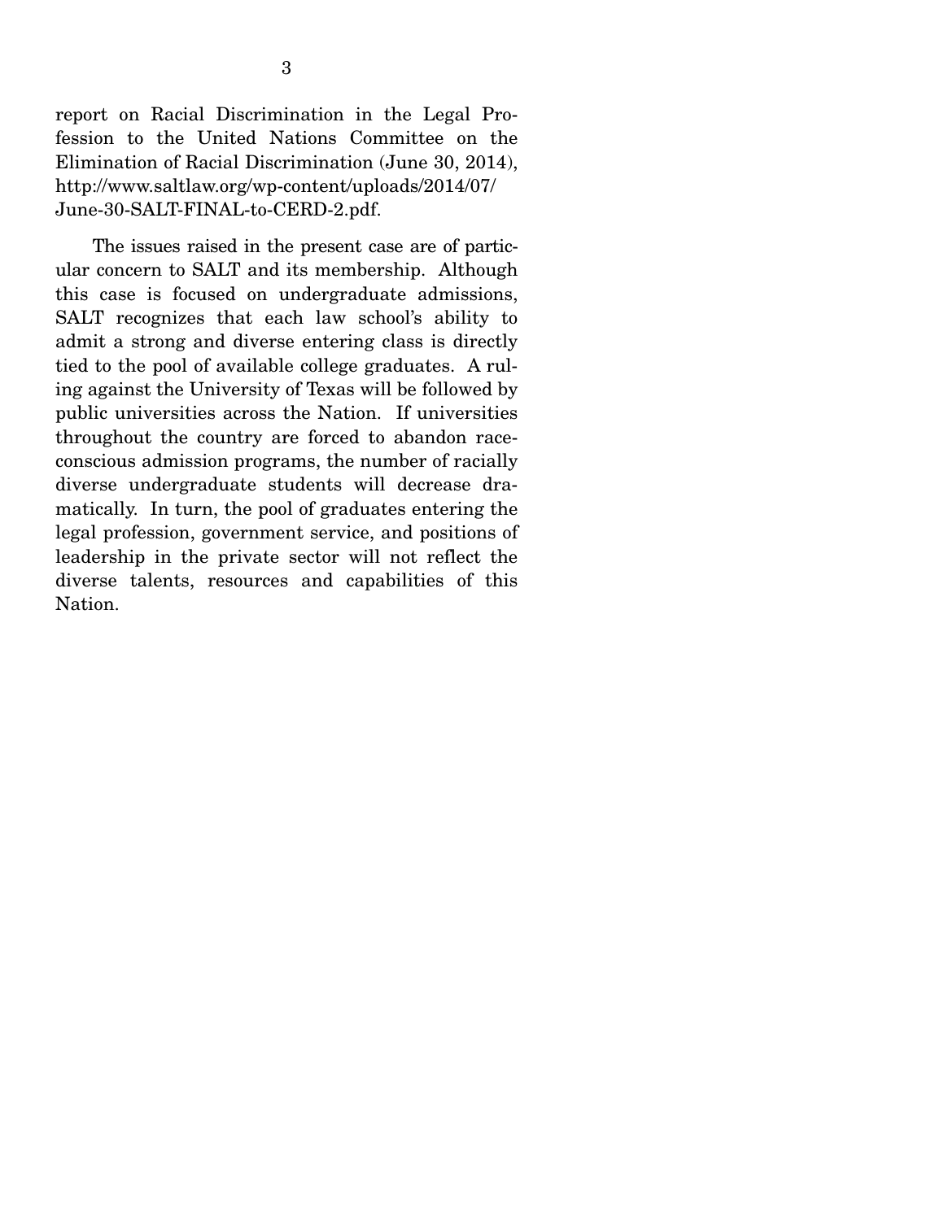report on Racial Discrimination in the Legal Profession to the United Nations Committee on the Elimination of Racial Discrimination (June 30, 2014), http://www.saltlaw.org/wp-content/uploads/2014/07/June-30-SALT-FINAL-to-CERD-2.pdf.

The issues raised in the present case are of particular concern to SALT and its membership. Although this case is focused on undergraduate admissions, SALT recognizes that each law school's ability to admit a strong and diverse entering class is directly tied to the pool of available college graduates. A ruling against the University of Texas will be followed by public universities across the Nation. If universities throughout the country are forced to abandon race-conscious admission programs, the number of racially diverse undergraduate students will decrease dramatically. In turn, the pool of graduates entering the legal profession, government service, and positions of leadership in the private sector will not reflect the diverse talents, resources and capabilities of this Nation.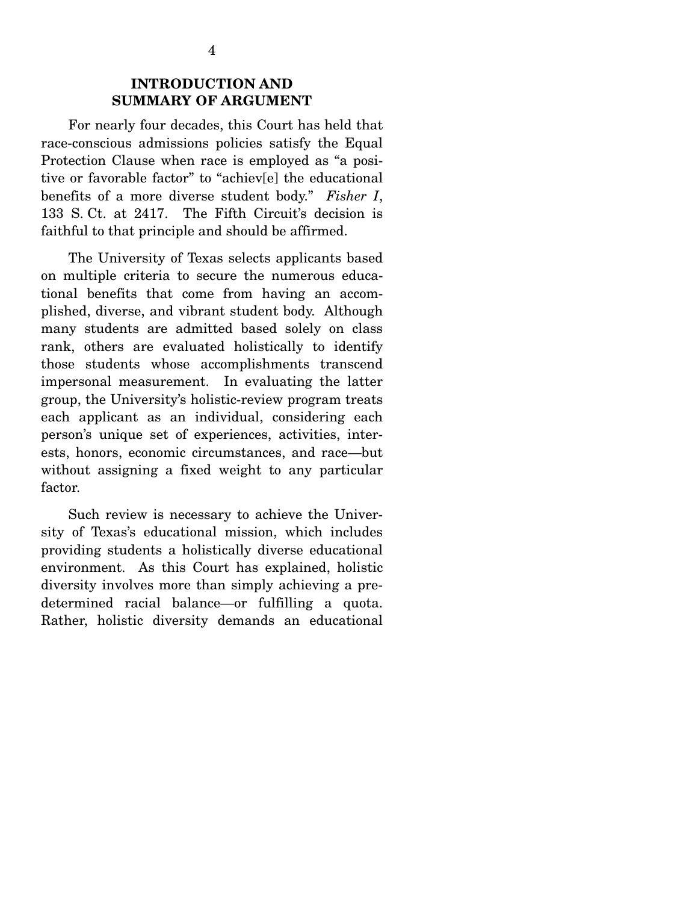## INTRODUCTION AND SUMMARY OF ARGUMENT

For nearly four decades, this Court has held that race-conscious admissions policies satisfy the Equal Protection Clause when race is employed as "a positive or favorable factor" to "achiev[e] the educational benefits of a more diverse student body." *Fisher I*, 133 S. Ct. at 2417. The Fifth Circuit's decision is faithful to that principle and should be affirmed.

The University of Texas selects applicants based on multiple criteria to secure the numerous educational benefits that come from having an accomplished, diverse, and vibrant student body. Although many students are admitted based solely on class rank, others are evaluated holistically to identify those students whose accomplishments transcend impersonal measurement. In evaluating the latter group, the University's holistic-review program treats each applicant as an individual, considering each person's unique set of experiences, activities, interests, honors, economic circumstances, and race—but without assigning a fixed weight to any particular factor.

Such review is necessary to achieve the University of Texas's educational mission, which includes providing students a holistically diverse educational environment. As this Court has explained, holistic diversity involves more than simply achieving a predetermined racial balance—or fulfilling a quota. Rather, holistic diversity demands an educational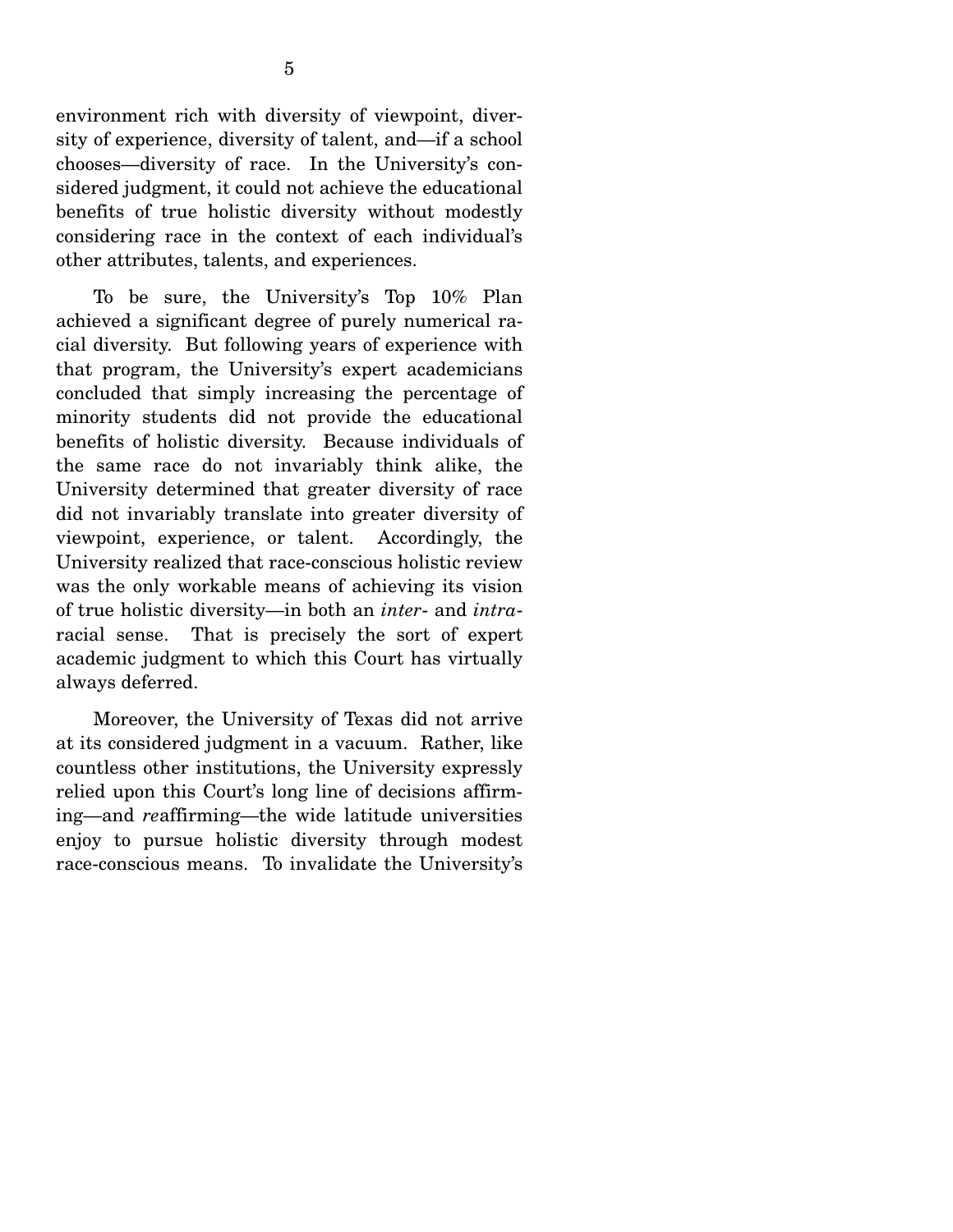environment rich with diversity of viewpoint, diversity of experience, diversity of talent, and—if a school chooses—diversity of race. In the University's considered judgment, it could not achieve the educational benefits of true holistic diversity without modestly considering race in the context of each individual's other attributes, talents, and experiences.

To be sure, the University's Top 10% Plan achieved a significant degree of purely numerical racial diversity. But following years of experience with that program, the University's expert academicians concluded that simply increasing the percentage of minority students did not provide the educational benefits of holistic diversity. Because individuals of the same race do not invariably think alike, the University determined that greater diversity of race did not invariably translate into greater diversity of viewpoint, experience, or talent. Accordingly, the University realized that race-conscious holistic review was the only workable means of achieving its vision of true holistic diversity—in both an *inter*- and *intra*-racial sense. That is precisely the sort of expert academic judgment to which this Court has virtually always deferred.

Moreover, the University of Texas did not arrive at its considered judgment in a vacuum. Rather, like countless other institutions, the University expressly relied upon this Court's long line of decisions affirming—and *re*affirming—the wide latitude universities enjoy to pursue holistic diversity through modest race-conscious means. To invalidate the University's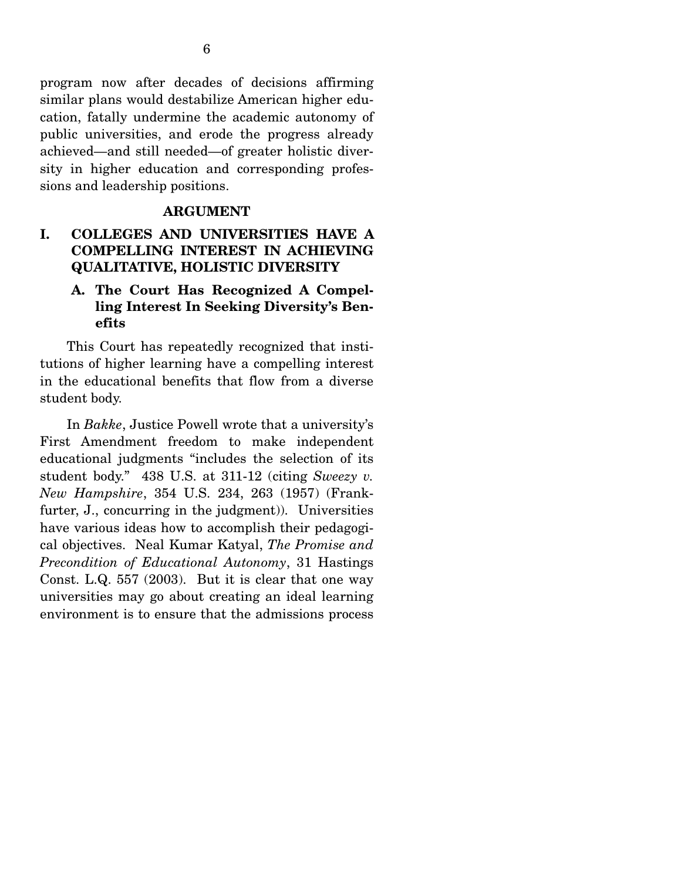program now after decades of decisions affirming similar plans would destabilize American higher education, fatally undermine the academic autonomy of public universities, and erode the progress already achieved—and still needed—of greater holistic diversity in higher education and corresponding professions and leadership positions.

## ARGUMENT

### I. COLLEGES AND UNIVERSITIES HAVE A COMPELLING INTEREST IN ACHIEVING QUALITATIVE, HOLISTIC DIVERSITY

#### A. The Court Has Recognized A Compelling Interest In Seeking Diversity's Benefits

This Court has repeatedly recognized that institutions of higher learning have a compelling interest in the educational benefits that flow from a diverse student body.

In *Bakke*, Justice Powell wrote that a university's First Amendment freedom to make independent educational judgments "includes the selection of its student body." 438 U.S. at 311-12 (citing *Sweezy v. New Hampshire*, 354 U.S. 234, 263 (1957) (Frankfurter, J., concurring in the judgment)). Universities have various ideas how to accomplish their pedagogical objectives. Neal Kumar Katyal, *The Promise and Precondition of Educational Autonomy*, 31 Hastings Const. L.Q. 557 (2003). But it is clear that one way universities may go about creating an ideal learning environment is to ensure that the admissions process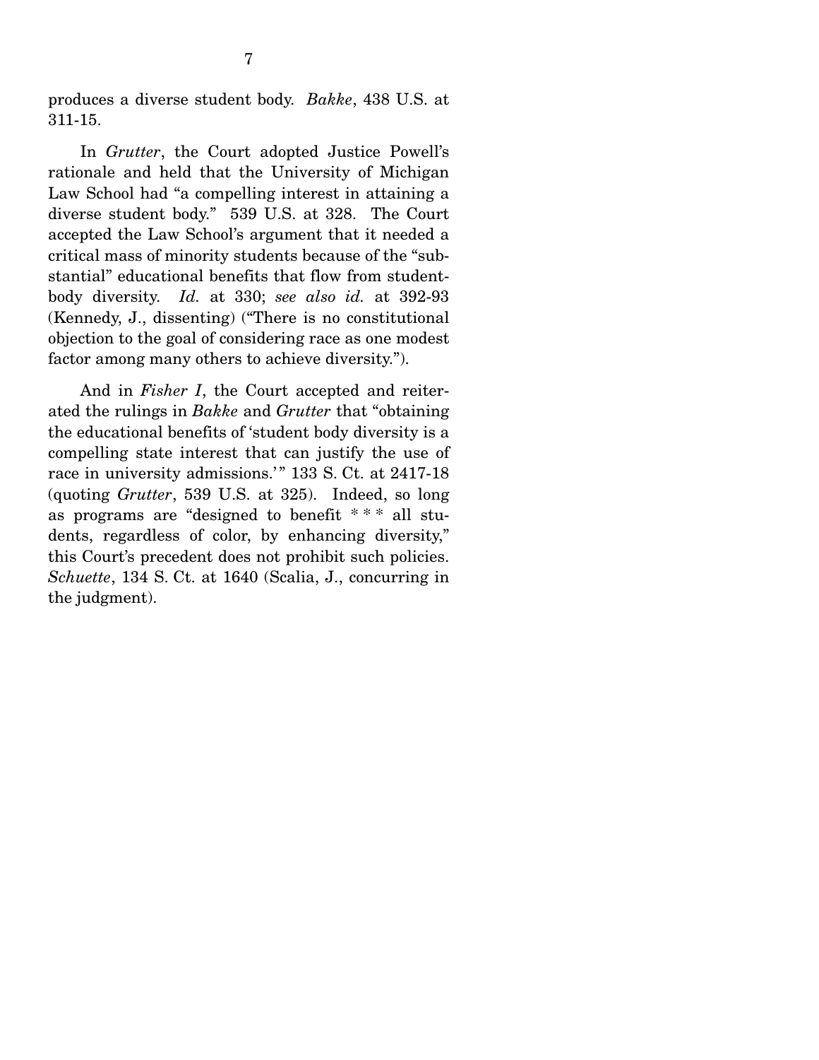produces a diverse student body. *Bakke*, 438 U.S. at 311-15.

In *Grutter*, the Court adopted Justice Powell's rationale and held that the University of Michigan Law School had "a compelling interest in attaining a diverse student body." 539 U.S. at 328. The Court accepted the Law School's argument that it needed a critical mass of minority students because of the "substantial" educational benefits that flow from student-body diversity. *Id.* at 330; *see also id.* at 392-93 (Kennedy, J., dissenting) ("There is no constitutional objection to the goal of considering race as one modest factor among many others to achieve diversity.").

And in *Fisher I*, the Court accepted and reiterated the rulings in *Bakke* and *Grutter* that "obtaining the educational benefits of 'student body diversity is a compelling state interest that can justify the use of race in university admissions.'" 133 S. Ct. at 2417-18 (quoting *Grutter*, 539 U.S. at 325). Indeed, so long as programs are "designed to benefit * * * all students, regardless of color, by enhancing diversity," this Court's precedent does not prohibit such policies. *Schuette*, 134 S. Ct. at 1640 (Scalia, J., concurring in the judgment).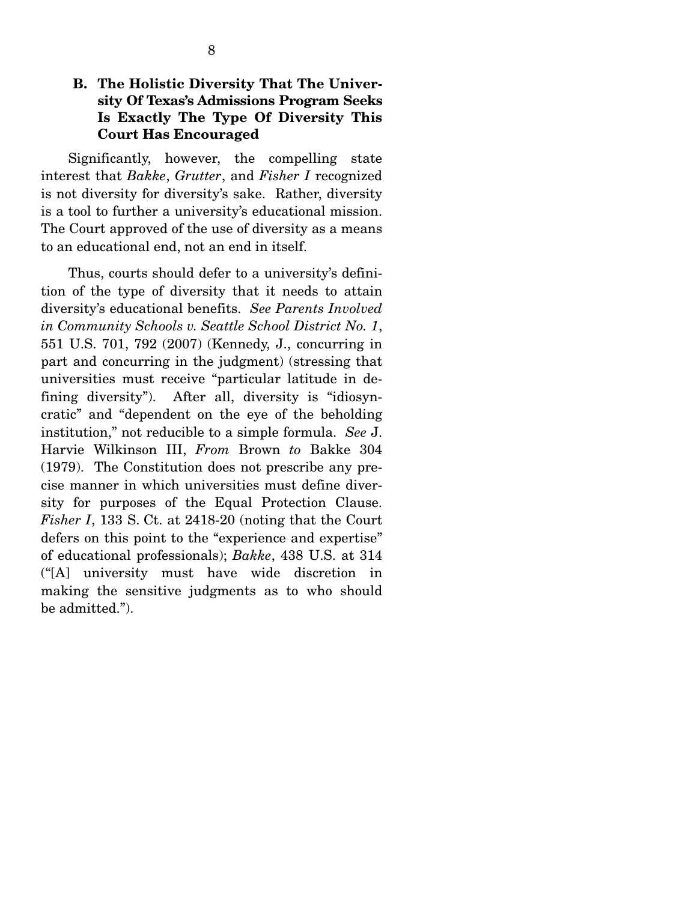### B. The Holistic Diversity That The University Of Texas's Admissions Program Seeks Is Exactly The Type Of Diversity This Court Has Encouraged

Significantly, however, the compelling state interest that *Bakke*, *Grutter*, and *Fisher I* recognized is not diversity for diversity's sake. Rather, diversity is a tool to further a university's educational mission. The Court approved of the use of diversity as a means to an educational end, not an end in itself.

Thus, courts should defer to a university's definition of the type of diversity that it needs to attain diversity's educational benefits. *See Parents Involved in Community Schools v. Seattle School District No. 1*, 551 U.S. 701, 792 (2007) (Kennedy, J., concurring in part and concurring in the judgment) (stressing that universities must receive "particular latitude in defining diversity"). After all, diversity is "idiosyncratic" and "dependent on the eye of the beholding institution," not reducible to a simple formula. *See* J. Harvie Wilkinson III, *From* Brown *to* Bakke 304 (1979). The Constitution does not prescribe any precise manner in which universities must define diversity for purposes of the Equal Protection Clause. *Fisher I*, 133 S. Ct. at 2418-20 (noting that the Court defers on this point to the "experience and expertise" of educational professionals); *Bakke*, 438 U.S. at 314 ("[A] university must have wide discretion in making the sensitive judgments as to who should be admitted.").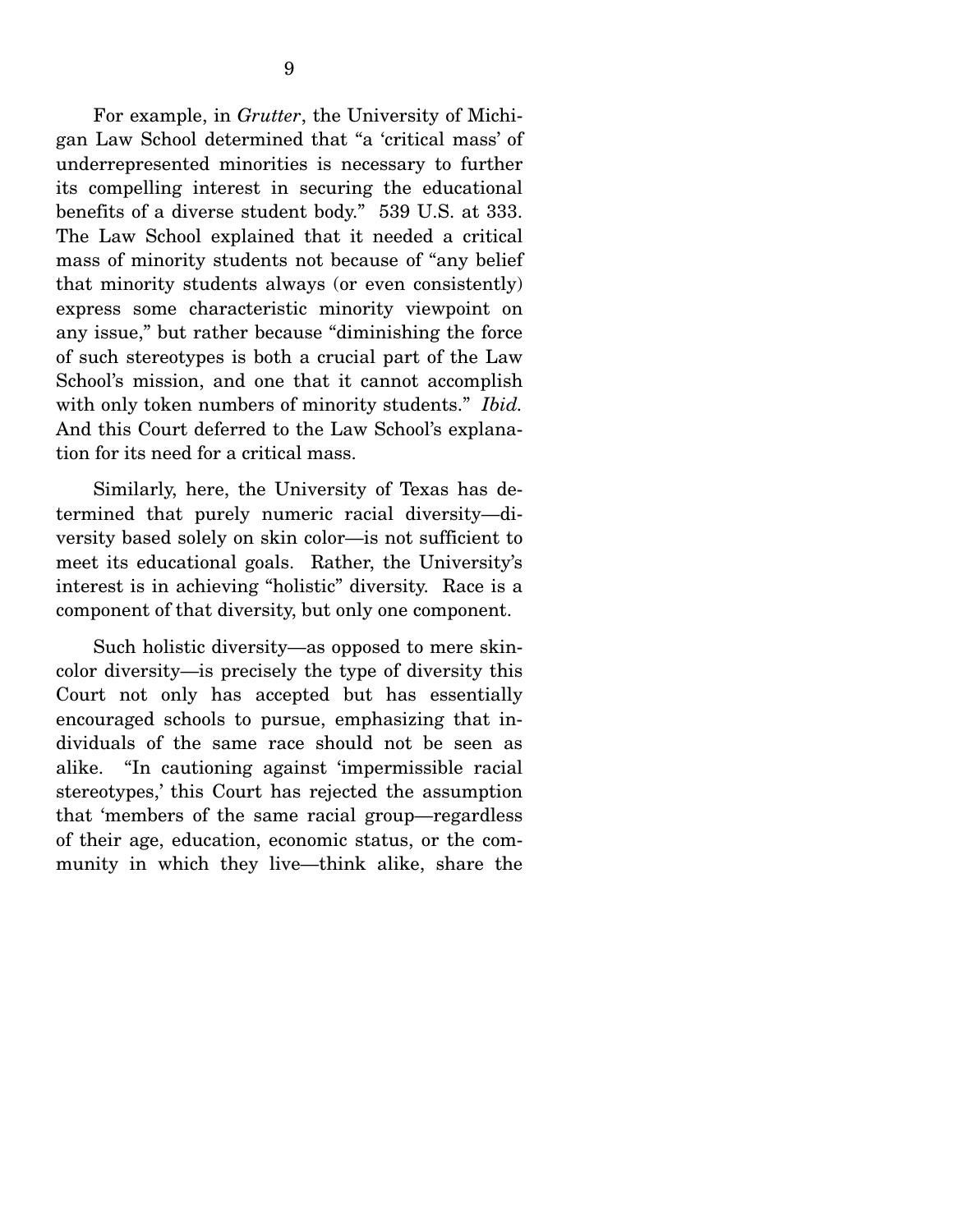For example, in *Grutter*, the University of Michigan Law School determined that "a 'critical mass' of underrepresented minorities is necessary to further its compelling interest in securing the educational benefits of a diverse student body." 539 U.S. at 333. The Law School explained that it needed a critical mass of minority students not because of "any belief that minority students always (or even consistently) express some characteristic minority viewpoint on any issue," but rather because "diminishing the force of such stereotypes is both a crucial part of the Law School's mission, and one that it cannot accomplish with only token numbers of minority students." *Ibid.* And this Court deferred to the Law School's explanation for its need for a critical mass.

Similarly, here, the University of Texas has determined that purely numeric racial diversity—diversity based solely on skin color—is not sufficient to meet its educational goals. Rather, the University's interest is in achieving "holistic" diversity. Race is a component of that diversity, but only one component.

Such holistic diversity—as opposed to mere skin-color diversity—is precisely the type of diversity this Court not only has accepted but has essentially encouraged schools to pursue, emphasizing that individuals of the same race should not be seen as alike. "In cautioning against 'impermissible racial stereotypes,' this Court has rejected the assumption that 'members of the same racial group—regardless of their age, education, economic status, or the community in which they live—think alike, share the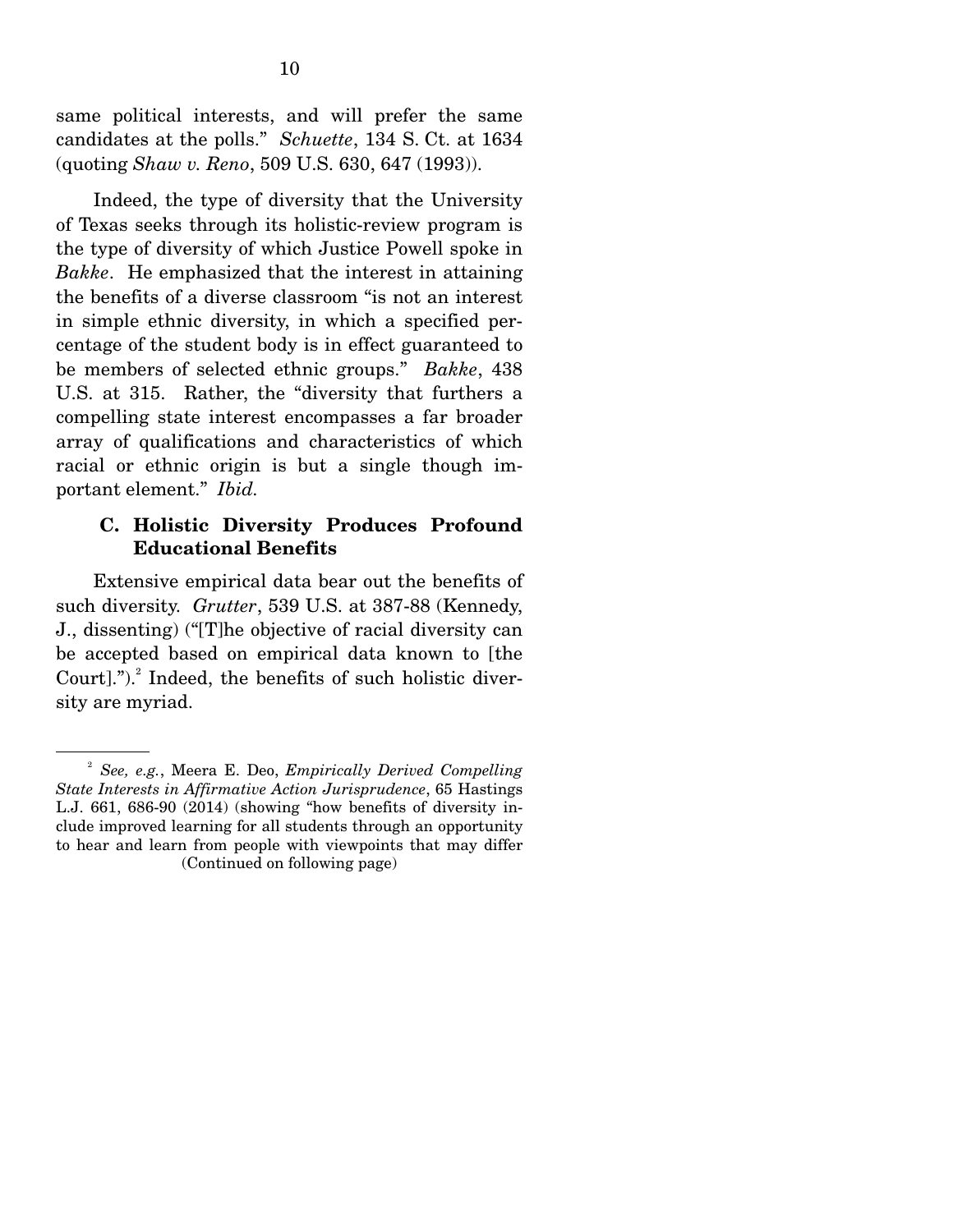same political interests, and will prefer the same candidates at the polls." *Schuette*, 134 S. Ct. at 1634 (quoting *Shaw v. Reno*, 509 U.S. 630, 647 (1993)).

Indeed, the type of diversity that the University of Texas seeks through its holistic-review program is the type of diversity of which Justice Powell spoke in *Bakke*. He emphasized that the interest in attaining the benefits of a diverse classroom "is not an interest in simple ethnic diversity, in which a specified percentage of the student body is in effect guaranteed to be members of selected ethnic groups." *Bakke*, 438 U.S. at 315. Rather, the "diversity that furthers a compelling state interest encompasses a far broader array of qualifications and characteristics of which racial or ethnic origin is but a single though important element." *Ibid.*

### C. Holistic Diversity Produces Profound Educational Benefits

Extensive empirical data bear out the benefits of such diversity. *Grutter*, 539 U.S. at 387-88 (Kennedy, J., dissenting) ("[T]he objective of racial diversity can be accepted based on empirical data known to [the Court].").[2] Indeed, the benefits of such holistic diversity are myriad.

---

[2] *See, e.g.*, Meera E. Deo, *Empirically Derived Compelling State Interests in Affirmative Action Jurisprudence*, 65 Hastings L.J. 661, 686-90 (2014) (showing "how benefits of diversity include improved learning for all students through an opportunity to hear and learn from people with viewpoints that may differ

(Continued on following page)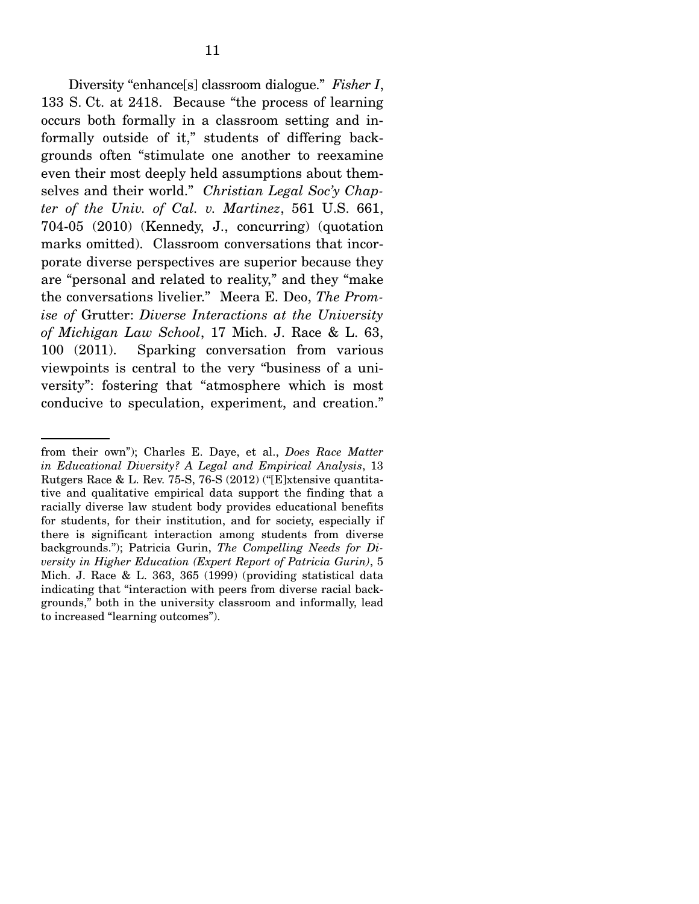Diversity "enhance[s] classroom dialogue." *Fisher I*, 133 S. Ct. at 2418. Because "the process of learning occurs both formally in a classroom setting and informally outside of it," students of differing backgrounds often "stimulate one another to reexamine even their most deeply held assumptions about themselves and their world." *Christian Legal Soc'y Chapter of the Univ. of Cal. v. Martinez*, 561 U.S. 661, 704-05 (2010) (Kennedy, J., concurring) (quotation marks omitted). Classroom conversations that incorporate diverse perspectives are superior because they are "personal and related to reality," and they "make the conversations livelier." Meera E. Deo, *The Promise of* Grutter: *Diverse Interactions at the University of Michigan Law School*, 17 Mich. J. Race & L. 63, 100 (2011). Sparking conversation from various viewpoints is central to the very "business of a university": fostering that "atmosphere which is most conducive to speculation, experiment, and creation."

---

from their own"); Charles E. Daye, et al., *Does Race Matter in Educational Diversity? A Legal and Empirical Analysis*, 13 Rutgers Race & L. Rev. 75-S, 76-S (2012) ("[E]xtensive quantitative and qualitative empirical data support the finding that a racially diverse law student body provides educational benefits for students, for their institution, and for society, especially if there is significant interaction among students from diverse backgrounds."); Patricia Gurin, *The Compelling Needs for Diversity in Higher Education (Expert Report of Patricia Gurin)*, 5 Mich. J. Race & L. 363, 365 (1999) (providing statistical data indicating that "interaction with peers from diverse racial backgrounds," both in the university classroom and informally, lead to increased "learning outcomes").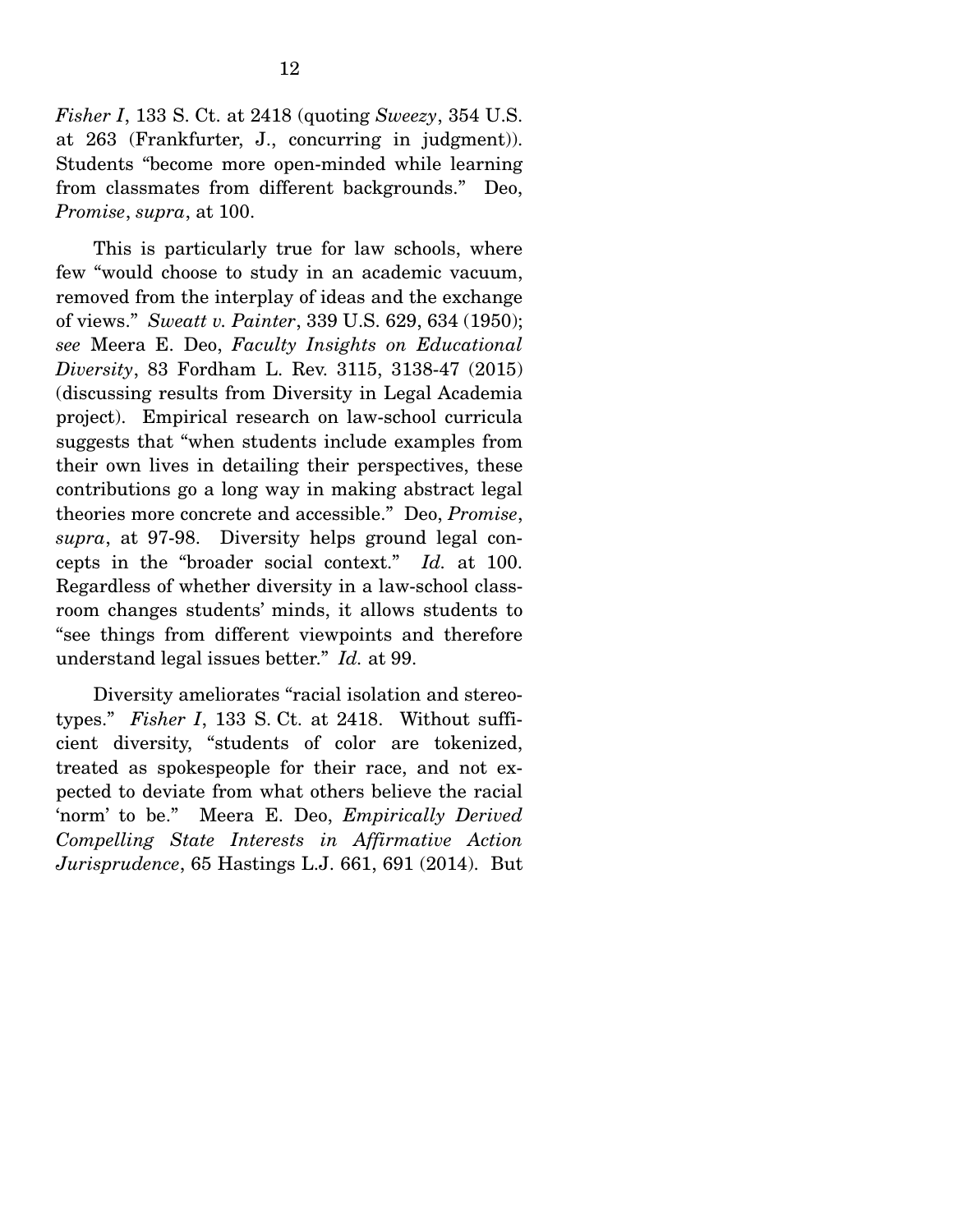*Fisher I*, 133 S. Ct. at 2418 (quoting *Sweezy*, 354 U.S. at 263 (Frankfurter, J., concurring in judgment)). Students "become more open-minded while learning from classmates from different backgrounds." Deo, *Promise*, *supra*, at 100.

This is particularly true for law schools, where few "would choose to study in an academic vacuum, removed from the interplay of ideas and the exchange of views." *Sweatt v. Painter*, 339 U.S. 629, 634 (1950); *see* Meera E. Deo, *Faculty Insights on Educational Diversity*, 83 Fordham L. Rev. 3115, 3138-47 (2015) (discussing results from Diversity in Legal Academia project). Empirical research on law-school curricula suggests that "when students include examples from their own lives in detailing their perspectives, these contributions go a long way in making abstract legal theories more concrete and accessible." Deo, *Promise*, *supra*, at 97-98. Diversity helps ground legal concepts in the "broader social context." *Id.* at 100. Regardless of whether diversity in a law-school classroom changes students' minds, it allows students to "see things from different viewpoints and therefore understand legal issues better." *Id.* at 99.

Diversity ameliorates "racial isolation and stereotypes." *Fisher I*, 133 S. Ct. at 2418. Without sufficient diversity, "students of color are tokenized, treated as spokespeople for their race, and not expected to deviate from what others believe the racial 'norm' to be." Meera E. Deo, *Empirically Derived Compelling State Interests in Affirmative Action Jurisprudence*, 65 Hastings L.J. 661, 691 (2014). But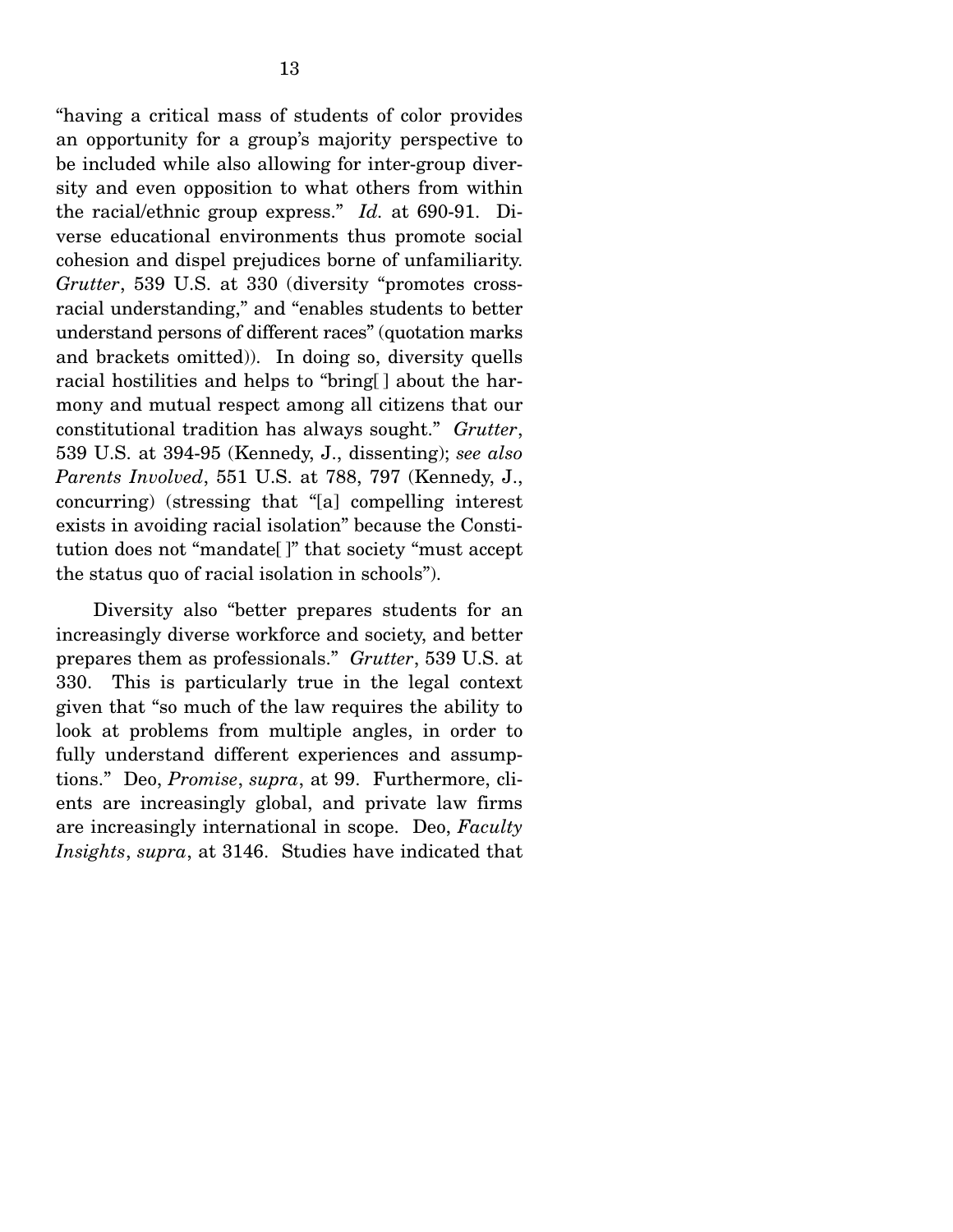"having a critical mass of students of color provides an opportunity for a group's majority perspective to be included while also allowing for inter-group diversity and even opposition to what others from within the racial/ethnic group express." *Id.* at 690-91. Diverse educational environments thus promote social cohesion and dispel prejudices borne of unfamiliarity. *Grutter*, 539 U.S. at 330 (diversity "promotes cross-racial understanding," and "enables students to better understand persons of different races" (quotation marks and brackets omitted)). In doing so, diversity quells racial hostilities and helps to "bring[ ] about the harmony and mutual respect among all citizens that our constitutional tradition has always sought." *Grutter*, 539 U.S. at 394-95 (Kennedy, J., dissenting); *see also Parents Involved*, 551 U.S. at 788, 797 (Kennedy, J., concurring) (stressing that "[a] compelling interest exists in avoiding racial isolation" because the Constitution does not "mandate[ ]" that society "must accept the status quo of racial isolation in schools").

Diversity also "better prepares students for an increasingly diverse workforce and society, and better prepares them as professionals." *Grutter*, 539 U.S. at 330. This is particularly true in the legal context given that "so much of the law requires the ability to look at problems from multiple angles, in order to fully understand different experiences and assumptions." Deo, *Promise*, *supra*, at 99. Furthermore, clients are increasingly global, and private law firms are increasingly international in scope. Deo, *Faculty Insights*, *supra*, at 3146. Studies have indicated that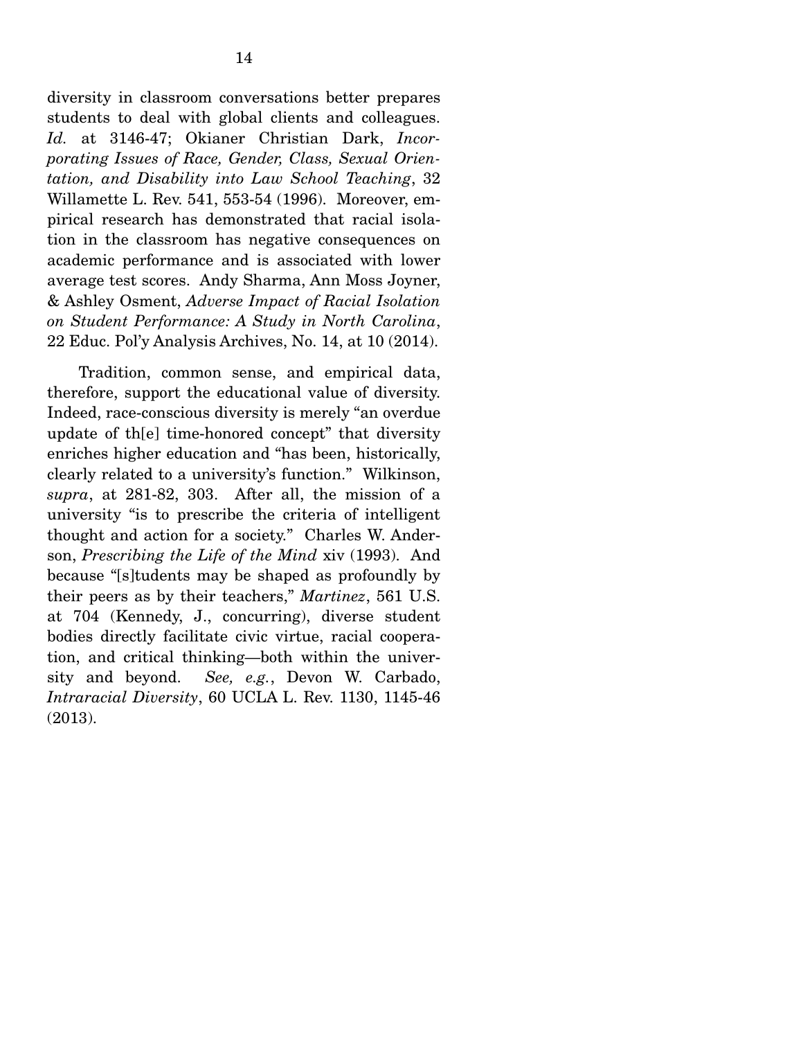diversity in classroom conversations better prepares students to deal with global clients and colleagues. *Id.* at 3146-47; Okianer Christian Dark, *Incorporating Issues of Race, Gender, Class, Sexual Orientation, and Disability into Law School Teaching*, 32 Willamette L. Rev. 541, 553-54 (1996). Moreover, empirical research has demonstrated that racial isolation in the classroom has negative consequences on academic performance and is associated with lower average test scores. Andy Sharma, Ann Moss Joyner, & Ashley Osment, *Adverse Impact of Racial Isolation on Student Performance: A Study in North Carolina*, 22 Educ. Pol'y Analysis Archives, No. 14, at 10 (2014).

Tradition, common sense, and empirical data, therefore, support the educational value of diversity. Indeed, race-conscious diversity is merely "an overdue update of th[e] time-honored concept" that diversity enriches higher education and "has been, historically, clearly related to a university's function." Wilkinson, *supra*, at 281-82, 303. After all, the mission of a university "is to prescribe the criteria of intelligent thought and action for a society." Charles W. Anderson, *Prescribing the Life of the Mind* xiv (1993). And because "[s]tudents may be shaped as profoundly by their peers as by their teachers," *Martinez*, 561 U.S. at 704 (Kennedy, J., concurring), diverse student bodies directly facilitate civic virtue, racial cooperation, and critical thinking—both within the university and beyond. *See, e.g.*, Devon W. Carbado, *Intraracial Diversity*, 60 UCLA L. Rev. 1130, 1145-46 (2013).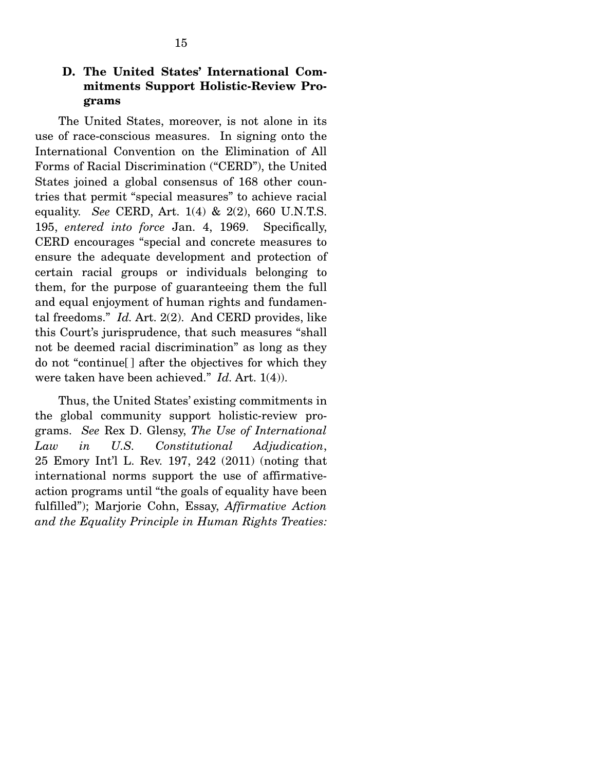### D. The United States' International Commitments Support Holistic-Review Programs

The United States, moreover, is not alone in its use of race-conscious measures. In signing onto the International Convention on the Elimination of All Forms of Racial Discrimination ("CERD"), the United States joined a global consensus of 168 other countries that permit "special measures" to achieve racial equality. *See* CERD, Art. 1(4) & 2(2), 660 U.N.T.S. 195, *entered into force* Jan. 4, 1969. Specifically, CERD encourages "special and concrete measures to ensure the adequate development and protection of certain racial groups or individuals belonging to them, for the purpose of guaranteeing them the full and equal enjoyment of human rights and fundamental freedoms." *Id.* Art. 2(2). And CERD provides, like this Court's jurisprudence, that such measures "shall not be deemed racial discrimination" as long as they do not "continue[ ] after the objectives for which they were taken have been achieved." *Id.* Art. 1(4)).

Thus, the United States' existing commitments in the global community support holistic-review programs. *See* Rex D. Glensy, *The Use of International Law in U.S. Constitutional Adjudication*, 25 Emory Int'l L. Rev. 197, 242 (2011) (noting that international norms support the use of affirmative-action programs until "the goals of equality have been fulfilled"); Marjorie Cohn, Essay, *Affirmative Action and the Equality Principle in Human Rights Treaties:*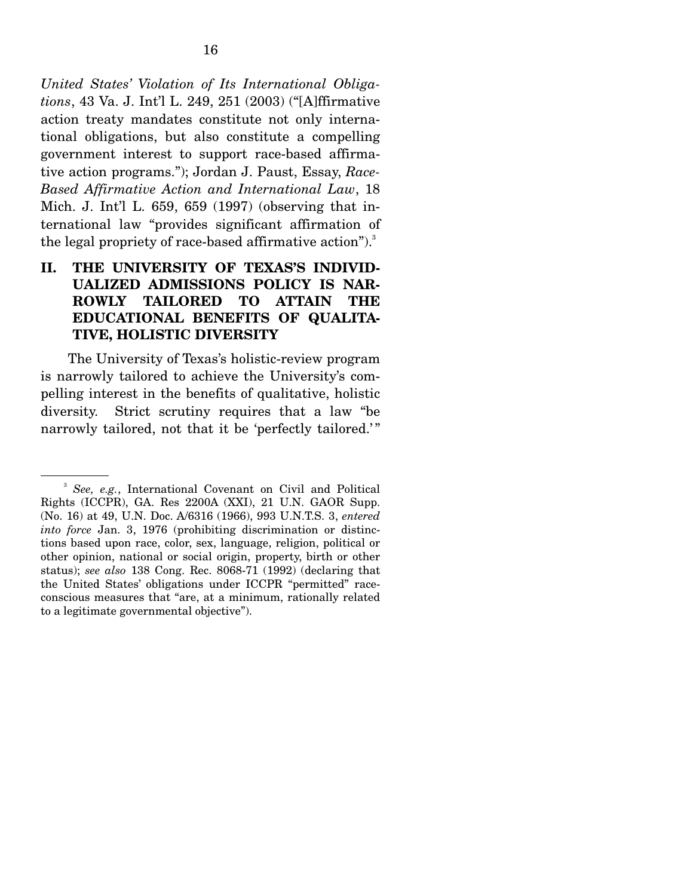*United States' Violation of Its International Obligations*, 43 Va. J. Int'l L. 249, 251 (2003) ("[A]ffirmative action treaty mandates constitute not only international obligations, but also constitute a compelling government interest to support race-based affirmative action programs."); Jordan J. Paust, Essay, *Race-Based Affirmative Action and International Law*, 18 Mich. J. Int'l L. 659, 659 (1997) (observing that international law "provides significant affirmation of the legal propriety of race-based affirmative action").[3]

## II. THE UNIVERSITY OF TEXAS'S INDIVIDUALIZED ADMISSIONS POLICY IS NARROWLY TAILORED TO ATTAIN THE EDUCATIONAL BENEFITS OF QUALITATIVE, HOLISTIC DIVERSITY

The University of Texas's holistic-review program is narrowly tailored to achieve the University's compelling interest in the benefits of qualitative, holistic diversity. Strict scrutiny requires that a law "be narrowly tailored, not that it be 'perfectly tailored.'"

---

[3] *See, e.g.*, International Covenant on Civil and Political Rights (ICCPR), GA. Res 2200A (XXI), 21 U.N. GAOR Supp. (No. 16) at 49, U.N. Doc. A/6316 (1966), 993 U.N.T.S. 3, *entered into force* Jan. 3, 1976 (prohibiting discrimination or distinctions based upon race, color, sex, language, religion, political or other opinion, national or social origin, property, birth or other status); *see also* 138 Cong. Rec. 8068-71 (1992) (declaring that the United States' obligations under ICCPR "permitted" race-conscious measures that "are, at a minimum, rationally related to a legitimate governmental objective").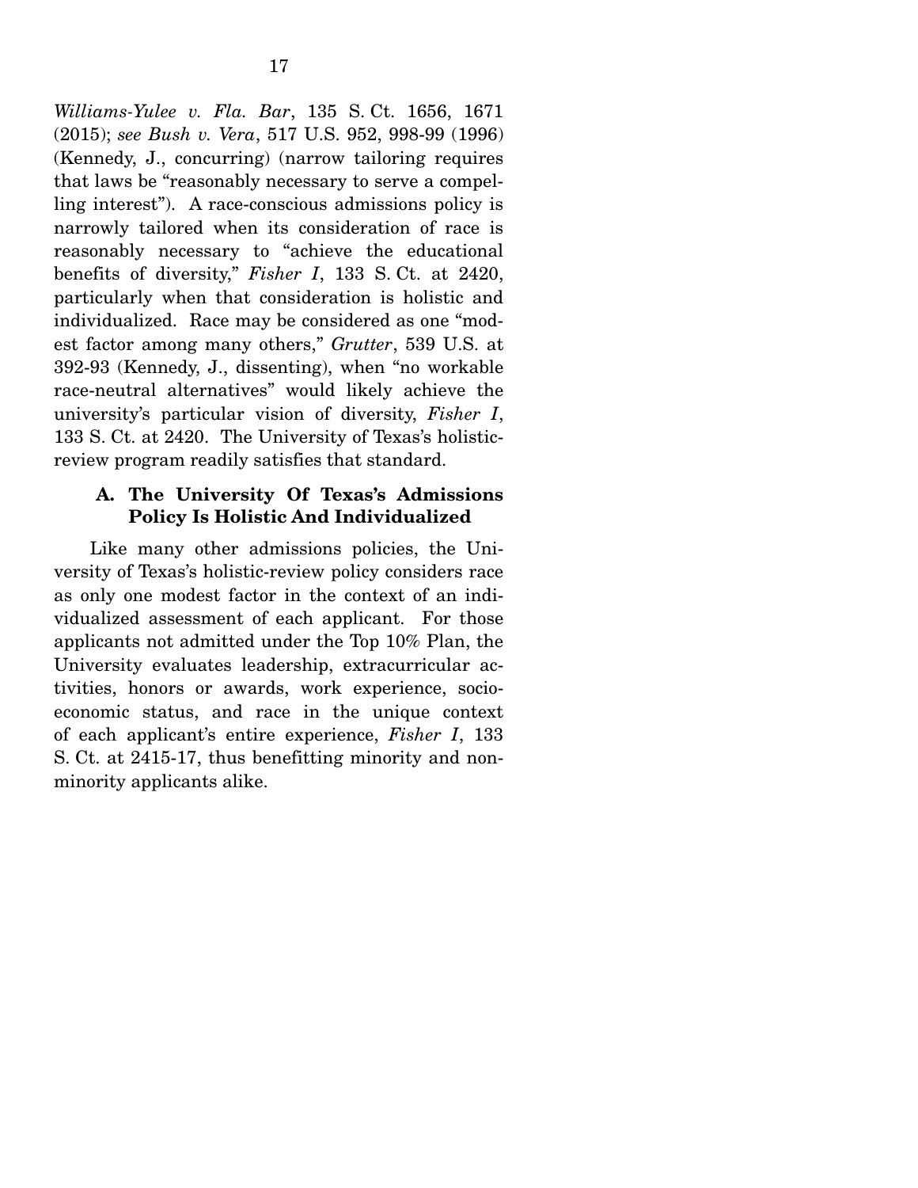*Williams-Yulee v. Fla. Bar*, 135 S. Ct. 1656, 1671 (2015); *see Bush v. Vera*, 517 U.S. 952, 998-99 (1996) (Kennedy, J., concurring) (narrow tailoring requires that laws be "reasonably necessary to serve a compelling interest"). A race-conscious admissions policy is narrowly tailored when its consideration of race is reasonably necessary to "achieve the educational benefits of diversity," *Fisher I*, 133 S. Ct. at 2420, particularly when that consideration is holistic and individualized. Race may be considered as one "modest factor among many others," *Grutter*, 539 U.S. at 392-93 (Kennedy, J., dissenting), when "no workable race-neutral alternatives" would likely achieve the university's particular vision of diversity, *Fisher I*, 133 S. Ct. at 2420. The University of Texas's holistic-review program readily satisfies that standard.

### A. The University Of Texas's Admissions Policy Is Holistic And Individualized

Like many other admissions policies, the University of Texas's holistic-review policy considers race as only one modest factor in the context of an individualized assessment of each applicant. For those applicants not admitted under the Top 10% Plan, the University evaluates leadership, extracurricular activities, honors or awards, work experience, socioeconomic status, and race in the unique context of each applicant's entire experience, *Fisher I*, 133 S. Ct. at 2415-17, thus benefitting minority and nonminority applicants alike.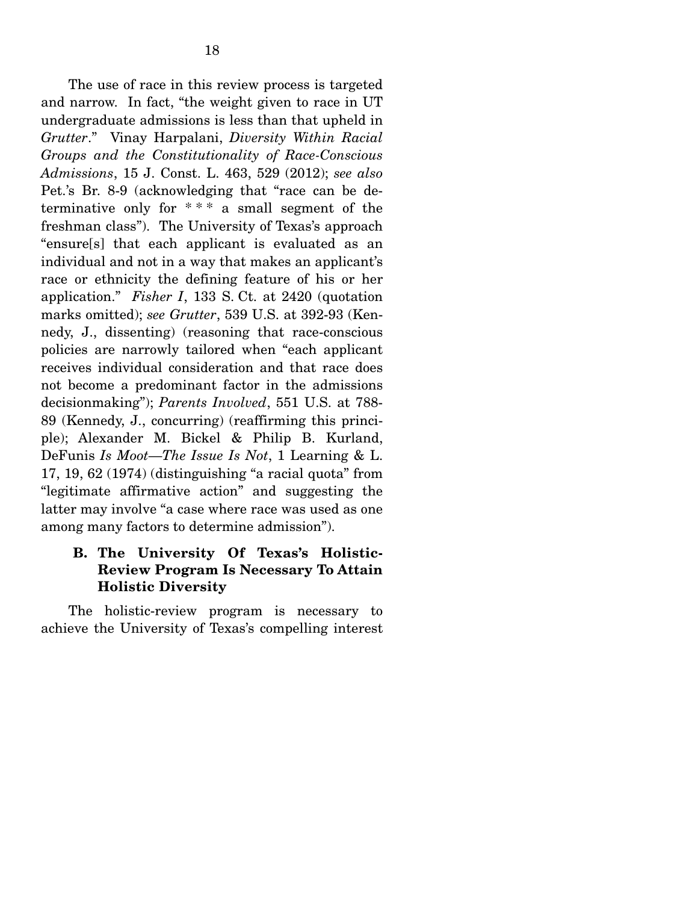The use of race in this review process is targeted and narrow. In fact, "the weight given to race in UT undergraduate admissions is less than that upheld in *Grutter*." Vinay Harpalani, *Diversity Within Racial Groups and the Constitutionality of Race-Conscious Admissions*, 15 J. Const. L. 463, 529 (2012); *see also* Pet.'s Br. 8-9 (acknowledging that "race can be determinative only for * * * a small segment of the freshman class"). The University of Texas's approach "ensure[s] that each applicant is evaluated as an individual and not in a way that makes an applicant's race or ethnicity the defining feature of his or her application." *Fisher I*, 133 S. Ct. at 2420 (quotation marks omitted); *see Grutter*, 539 U.S. at 392-93 (Kennedy, J., dissenting) (reasoning that race-conscious policies are narrowly tailored when "each applicant receives individual consideration and that race does not become a predominant factor in the admissions decisionmaking"); *Parents Involved*, 551 U.S. at 788-89 (Kennedy, J., concurring) (reaffirming this principle); Alexander M. Bickel & Philip B. Kurland, DeFunis *Is Moot—The Issue Is Not*, 1 Learning & L. 17, 19, 62 (1974) (distinguishing "a racial quota" from "legitimate affirmative action" and suggesting the latter may involve "a case where race was used as one among many factors to determine admission").

### B. The University Of Texas's Holistic-Review Program Is Necessary To Attain Holistic Diversity

The holistic-review program is necessary to achieve the University of Texas's compelling interest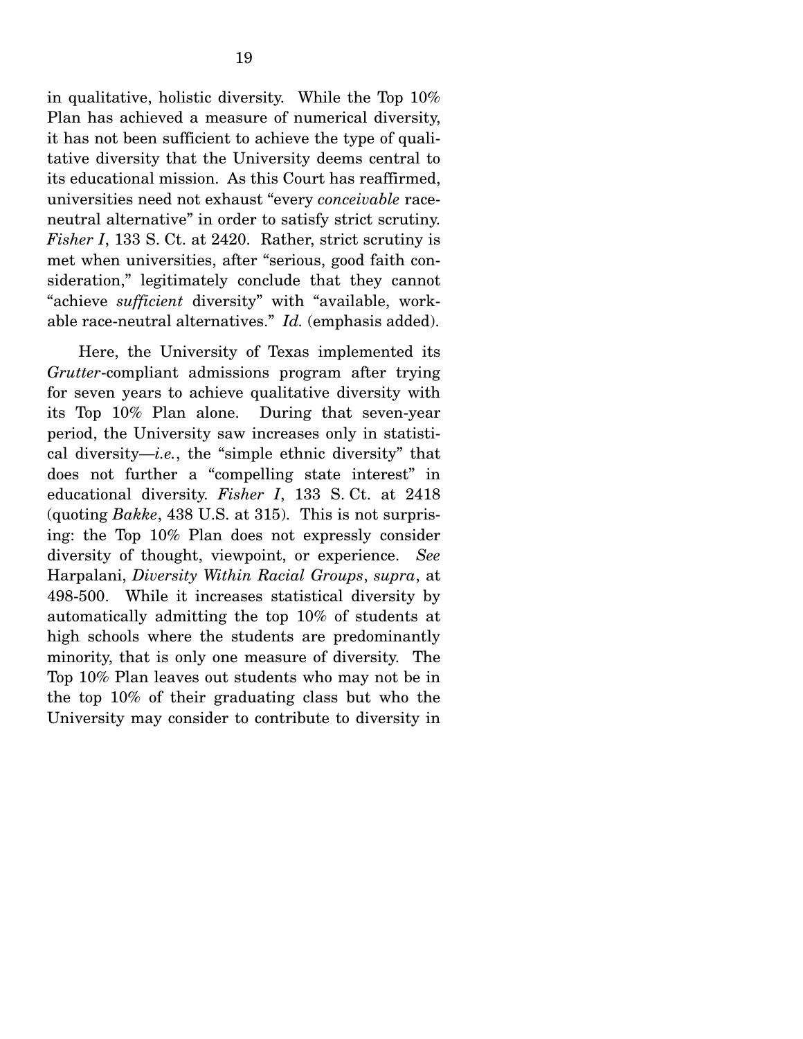in qualitative, holistic diversity. While the Top 10% Plan has achieved a measure of numerical diversity, it has not been sufficient to achieve the type of qualitative diversity that the University deems central to its educational mission. As this Court has reaffirmed, universities need not exhaust "every *conceivable* race-neutral alternative" in order to satisfy strict scrutiny. *Fisher I*, 133 S. Ct. at 2420. Rather, strict scrutiny is met when universities, after "serious, good faith consideration," legitimately conclude that they cannot "achieve *sufficient* diversity" with "available, workable race-neutral alternatives." *Id.* (emphasis added).

Here, the University of Texas implemented its *Grutter*-compliant admissions program after trying for seven years to achieve qualitative diversity with its Top 10% Plan alone. During that seven-year period, the University saw increases only in statistical diversity—*i.e.*, the "simple ethnic diversity" that does not further a "compelling state interest" in educational diversity. *Fisher I*, 133 S. Ct. at 2418 (quoting *Bakke*, 438 U.S. at 315). This is not surprising: the Top 10% Plan does not expressly consider diversity of thought, viewpoint, or experience. *See* Harpalani, *Diversity Within Racial Groups*, *supra*, at 498-500. While it increases statistical diversity by automatically admitting the top 10% of students at high schools where the students are predominantly minority, that is only one measure of diversity. The Top 10% Plan leaves out students who may not be in the top 10% of their graduating class but who the University may consider to contribute to diversity in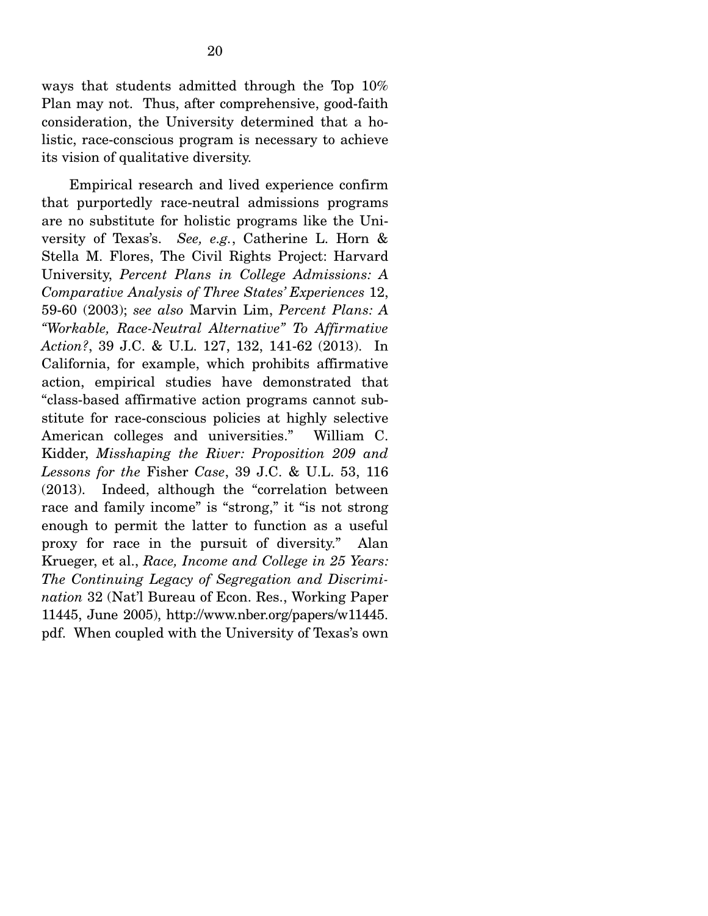ways that students admitted through the Top 10% Plan may not. Thus, after comprehensive, good-faith consideration, the University determined that a holistic, race-conscious program is necessary to achieve its vision of qualitative diversity.

Empirical research and lived experience confirm that purportedly race-neutral admissions programs are no substitute for holistic programs like the University of Texas's. *See, e.g.*, Catherine L. Horn & Stella M. Flores, The Civil Rights Project: Harvard University, *Percent Plans in College Admissions: A Comparative Analysis of Three States' Experiences* 12, 59-60 (2003); *see also* Marvin Lim, *Percent Plans: A "Workable, Race-Neutral Alternative" To Affirmative Action?*, 39 J.C. & U.L. 127, 132, 141-62 (2013). In California, for example, which prohibits affirmative action, empirical studies have demonstrated that "class-based affirmative action programs cannot substitute for race-conscious policies at highly selective American colleges and universities." William C. Kidder, *Misshaping the River: Proposition 209 and Lessons for the* Fisher *Case*, 39 J.C. & U.L. 53, 116 (2013). Indeed, although the "correlation between race and family income" is "strong," it "is not strong enough to permit the latter to function as a useful proxy for race in the pursuit of diversity." Alan Krueger, et al., *Race, Income and College in 25 Years: The Continuing Legacy of Segregation and Discrimination* 32 (Nat'l Bureau of Econ. Res., Working Paper 11445, June 2005), http://www.nber.org/papers/w11445.pdf. When coupled with the University of Texas's own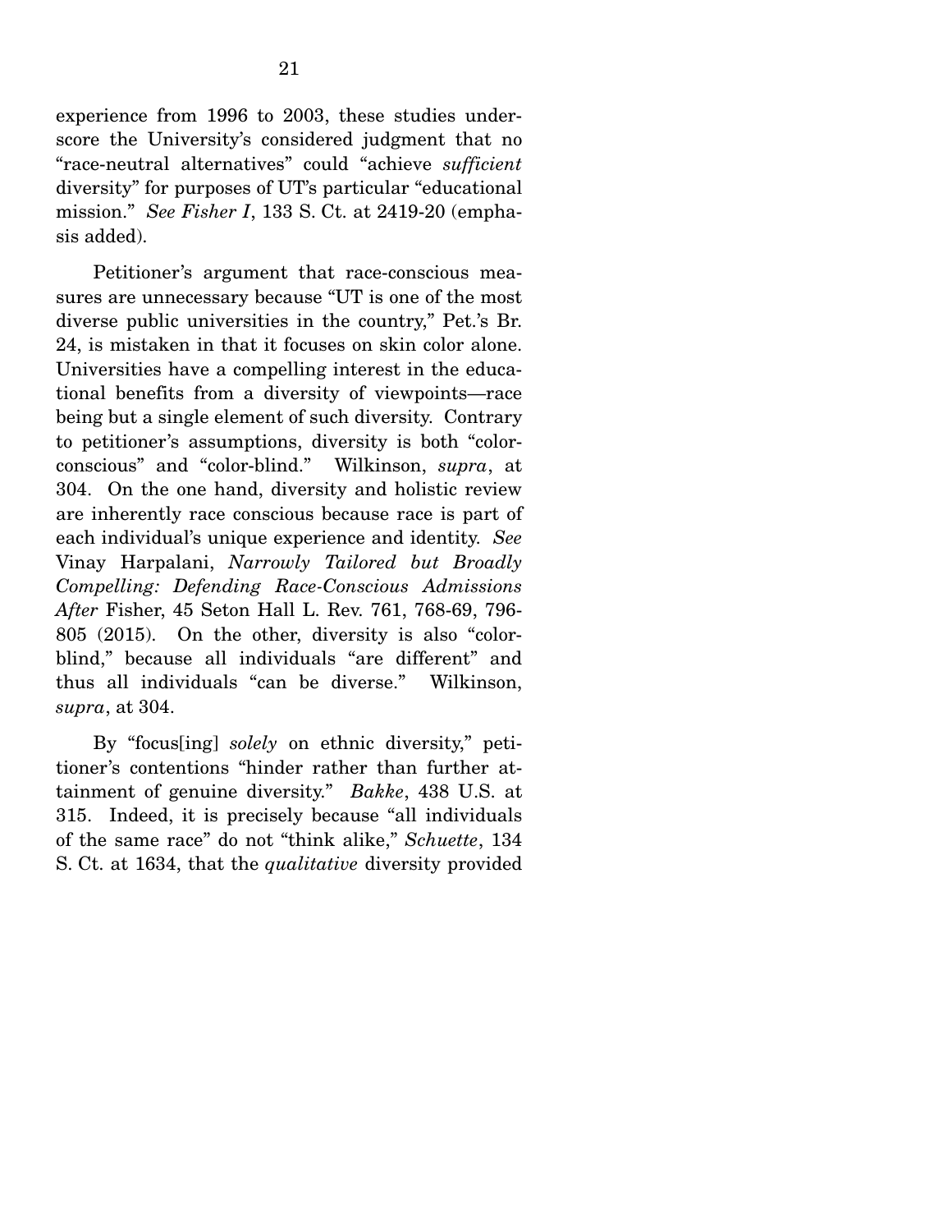experience from 1996 to 2003, these studies underscore the University's considered judgment that no "race-neutral alternatives" could "achieve *sufficient* diversity" for purposes of UT's particular "educational mission." *See Fisher I*, 133 S. Ct. at 2419-20 (emphasis added).

Petitioner's argument that race-conscious measures are unnecessary because "UT is one of the most diverse public universities in the country," Pet.'s Br. 24, is mistaken in that it focuses on skin color alone. Universities have a compelling interest in the educational benefits from a diversity of viewpoints—race being but a single element of such diversity. Contrary to petitioner's assumptions, diversity is both "color-conscious" and "color-blind." Wilkinson, *supra*, at 304. On the one hand, diversity and holistic review are inherently race conscious because race is part of each individual's unique experience and identity. *See* Vinay Harpalani, *Narrowly Tailored but Broadly Compelling: Defending Race-Conscious Admissions After* Fisher, 45 Seton Hall L. Rev. 761, 768-69, 796-805 (2015). On the other, diversity is also "color-blind," because all individuals "are different" and thus all individuals "can be diverse." Wilkinson, *supra*, at 304.

By "focus[ing] *solely* on ethnic diversity," petitioner's contentions "hinder rather than further attainment of genuine diversity." *Bakke*, 438 U.S. at 315. Indeed, it is precisely because "all individuals of the same race" do not "think alike," *Schuette*, 134 S. Ct. at 1634, that the *qualitative* diversity provided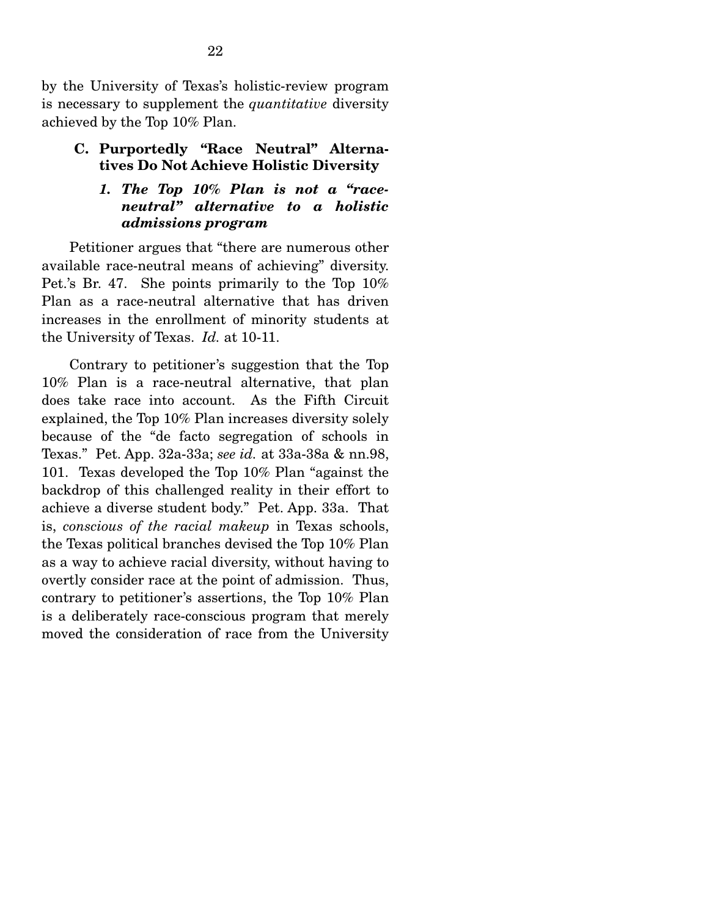by the University of Texas's holistic-review program is necessary to supplement the *quantitative* diversity achieved by the Top 10% Plan.

### C. Purportedly "Race Neutral" Alternatives Do Not Achieve Holistic Diversity

#### *1. The Top 10% Plan is not a "race-neutral" alternative to a holistic admissions program*

Petitioner argues that "there are numerous other available race-neutral means of achieving" diversity. Pet.'s Br. 47. She points primarily to the Top 10% Plan as a race-neutral alternative that has driven increases in the enrollment of minority students at the University of Texas. *Id.* at 10-11.

Contrary to petitioner's suggestion that the Top 10% Plan is a race-neutral alternative, that plan does take race into account. As the Fifth Circuit explained, the Top 10% Plan increases diversity solely because of the "de facto segregation of schools in Texas." Pet. App. 32a-33a; *see id.* at 33a-38a & nn.98, 101. Texas developed the Top 10% Plan "against the backdrop of this challenged reality in their effort to achieve a diverse student body." Pet. App. 33a. That is, *conscious of the racial makeup* in Texas schools, the Texas political branches devised the Top 10% Plan as a way to achieve racial diversity, without having to overtly consider race at the point of admission. Thus, contrary to petitioner's assertions, the Top 10% Plan is a deliberately race-conscious program that merely moved the consideration of race from the University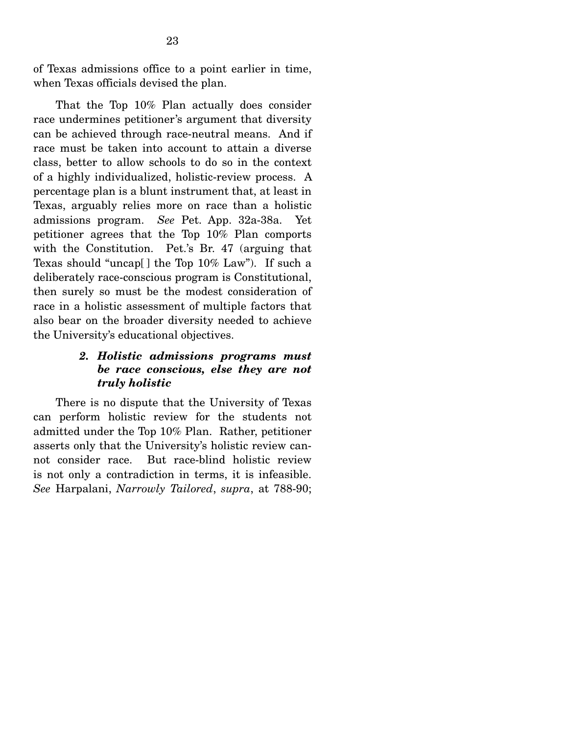of Texas admissions office to a point earlier in time, when Texas officials devised the plan.

That the Top 10% Plan actually does consider race undermines petitioner's argument that diversity can be achieved through race-neutral means. And if race must be taken into account to attain a diverse class, better to allow schools to do so in the context of a highly individualized, holistic-review process. A percentage plan is a blunt instrument that, at least in Texas, arguably relies more on race than a holistic admissions program. *See* Pet. App. 32a-38a. Yet petitioner agrees that the Top 10% Plan comports with the Constitution. Pet.'s Br. 47 (arguing that Texas should "uncap[ ] the Top 10% Law"). If such a deliberately race-conscious program is Constitutional, then surely so must be the modest consideration of race in a holistic assessment of multiple factors that also bear on the broader diversity needed to achieve the University's educational objectives.

#### *2. Holistic admissions programs must be race conscious, else they are not truly holistic*

There is no dispute that the University of Texas can perform holistic review for the students not admitted under the Top 10% Plan. Rather, petitioner asserts only that the University's holistic review cannot consider race. But race-blind holistic review is not only a contradiction in terms, it is infeasible. *See* Harpalani, *Narrowly Tailored*, *supra*, at 788-90;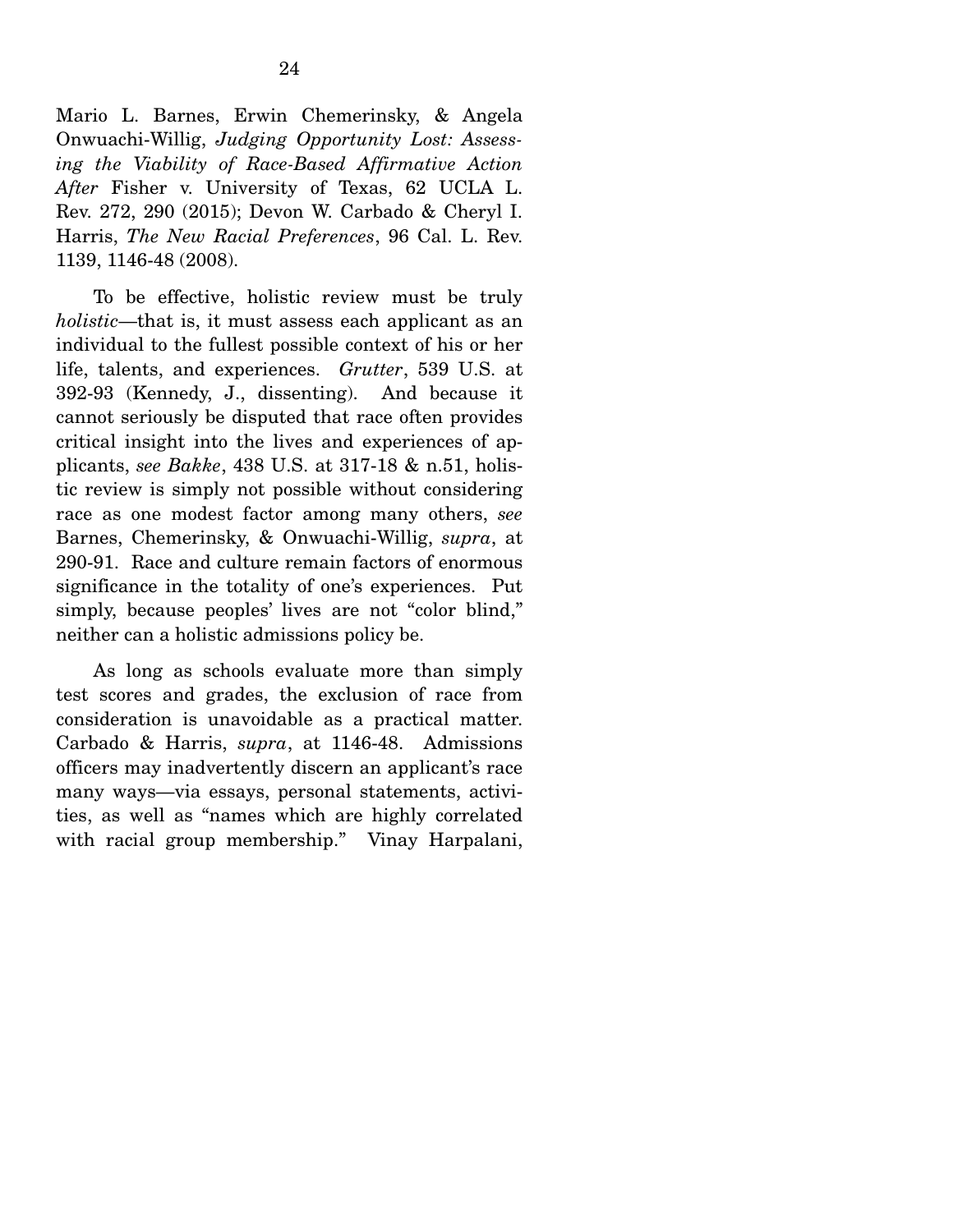Mario L. Barnes, Erwin Chemerinsky, & Angela Onwuachi-Willig, *Judging Opportunity Lost: Assessing the Viability of Race-Based Affirmative Action After* Fisher v. University of Texas, 62 UCLA L. Rev. 272, 290 (2015); Devon W. Carbado & Cheryl I. Harris, *The New Racial Preferences*, 96 Cal. L. Rev. 1139, 1146-48 (2008).

To be effective, holistic review must be truly *holistic*—that is, it must assess each applicant as an individual to the fullest possible context of his or her life, talents, and experiences. *Grutter*, 539 U.S. at 392-93 (Kennedy, J., dissenting). And because it cannot seriously be disputed that race often provides critical insight into the lives and experiences of applicants, *see Bakke*, 438 U.S. at 317-18 & n.51, holistic review is simply not possible without considering race as one modest factor among many others, *see* Barnes, Chemerinsky, & Onwuachi-Willig, *supra*, at 290-91. Race and culture remain factors of enormous significance in the totality of one's experiences. Put simply, because peoples' lives are not "color blind," neither can a holistic admissions policy be.

As long as schools evaluate more than simply test scores and grades, the exclusion of race from consideration is unavoidable as a practical matter. Carbado & Harris, *supra*, at 1146-48. Admissions officers may inadvertently discern an applicant's race many ways—via essays, personal statements, activities, as well as "names which are highly correlated with racial group membership." Vinay Harpalani,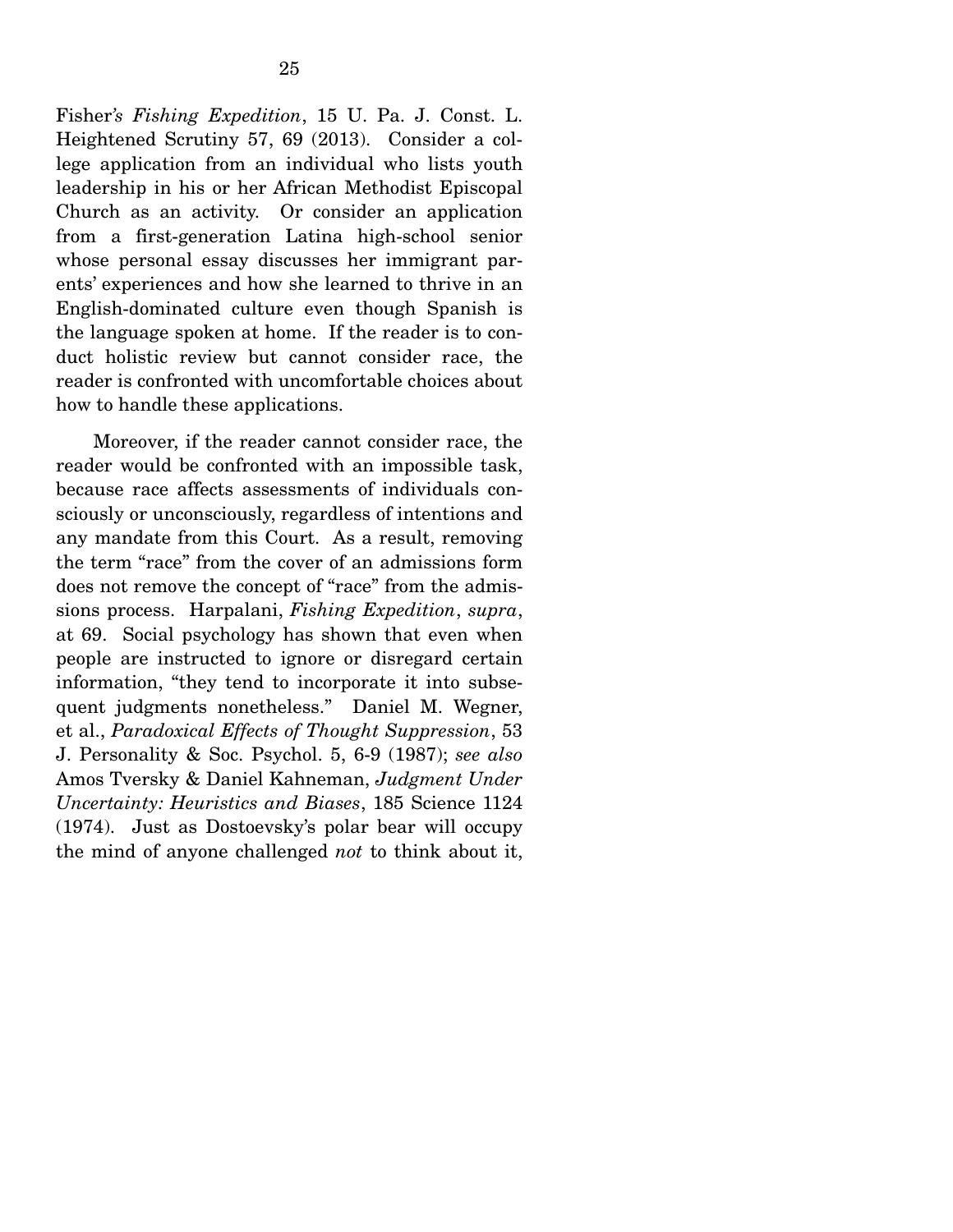Fisher's *Fishing Expedition*, 15 U. Pa. J. Const. L. Heightened Scrutiny 57, 69 (2013). Consider a college application from an individual who lists youth leadership in his or her African Methodist Episcopal Church as an activity. Or consider an application from a first-generation Latina high-school senior whose personal essay discusses her immigrant parents' experiences and how she learned to thrive in an English-dominated culture even though Spanish is the language spoken at home. If the reader is to conduct holistic review but cannot consider race, the reader is confronted with uncomfortable choices about how to handle these applications.

Moreover, if the reader cannot consider race, the reader would be confronted with an impossible task, because race affects assessments of individuals consciously or unconsciously, regardless of intentions and any mandate from this Court. As a result, removing the term "race" from the cover of an admissions form does not remove the concept of "race" from the admissions process. Harpalani, *Fishing Expedition*, *supra*, at 69. Social psychology has shown that even when people are instructed to ignore or disregard certain information, "they tend to incorporate it into subsequent judgments nonetheless." Daniel M. Wegner, et al., *Paradoxical Effects of Thought Suppression*, 53 J. Personality & Soc. Psychol. 5, 6-9 (1987); *see also* Amos Tversky & Daniel Kahneman, *Judgment Under Uncertainty: Heuristics and Biases*, 185 Science 1124 (1974). Just as Dostoevsky's polar bear will occupy the mind of anyone challenged *not* to think about it,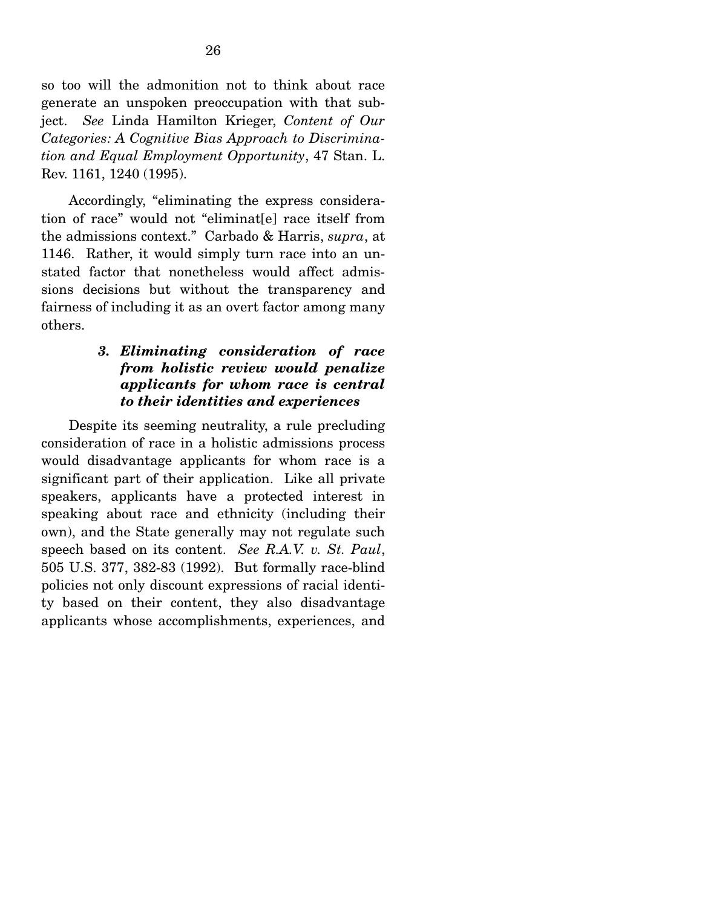so too will the admonition not to think about race generate an unspoken preoccupation with that subject. *See* Linda Hamilton Krieger, *Content of Our Categories: A Cognitive Bias Approach to Discrimination and Equal Employment Opportunity*, 47 Stan. L. Rev. 1161, 1240 (1995).

Accordingly, "eliminating the express consideration of race" would not "eliminat[e] race itself from the admissions context." Carbado & Harris, *supra*, at 1146. Rather, it would simply turn race into an unstated factor that nonetheless would affect admissions decisions but without the transparency and fairness of including it as an overt factor among many others.

### *3. Eliminating consideration of race from holistic review would penalize applicants for whom race is central to their identities and experiences*

Despite its seeming neutrality, a rule precluding consideration of race in a holistic admissions process would disadvantage applicants for whom race is a significant part of their application. Like all private speakers, applicants have a protected interest in speaking about race and ethnicity (including their own), and the State generally may not regulate such speech based on its content. *See R.A.V. v. St. Paul*, 505 U.S. 377, 382-83 (1992). But formally race-blind policies not only discount expressions of racial identity based on their content, they also disadvantage applicants whose accomplishments, experiences, and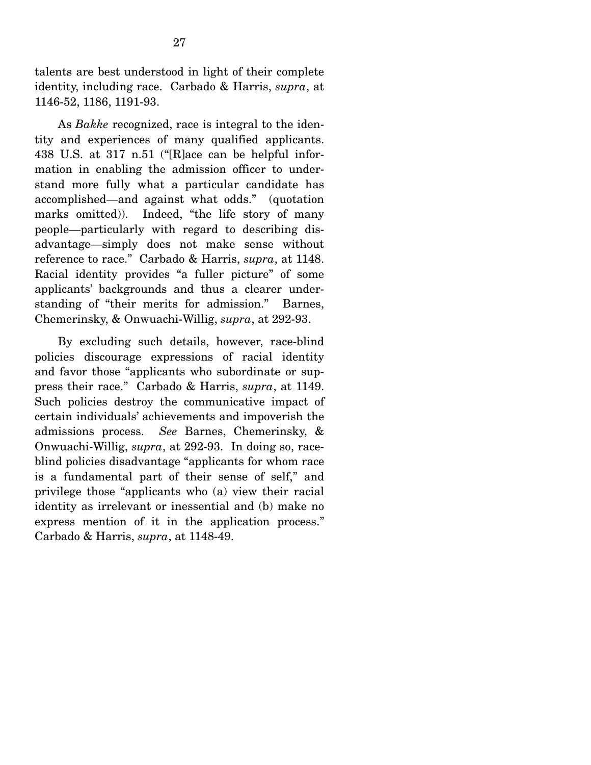talents are best understood in light of their complete identity, including race. Carbado & Harris, *supra*, at 1146-52, 1186, 1191-93.

As *Bakke* recognized, race is integral to the identity and experiences of many qualified applicants. 438 U.S. at 317 n.51 ("[R]ace can be helpful information in enabling the admission officer to understand more fully what a particular candidate has accomplished—and against what odds." (quotation marks omitted)). Indeed, "the life story of many people—particularly with regard to describing disadvantage—simply does not make sense without reference to race." Carbado & Harris, *supra*, at 1148. Racial identity provides "a fuller picture" of some applicants' backgrounds and thus a clearer understanding of "their merits for admission." Barnes, Chemerinsky, & Onwuachi-Willig, *supra*, at 292-93.

By excluding such details, however, race-blind policies discourage expressions of racial identity and favor those "applicants who subordinate or suppress their race." Carbado & Harris, *supra*, at 1149. Such policies destroy the communicative impact of certain individuals' achievements and impoverish the admissions process. *See* Barnes, Chemerinsky, & Onwuachi-Willig, *supra*, at 292-93. In doing so, race-blind policies disadvantage "applicants for whom race is a fundamental part of their sense of self," and privilege those "applicants who (a) view their racial identity as irrelevant or inessential and (b) make no express mention of it in the application process." Carbado & Harris, *supra*, at 1148-49.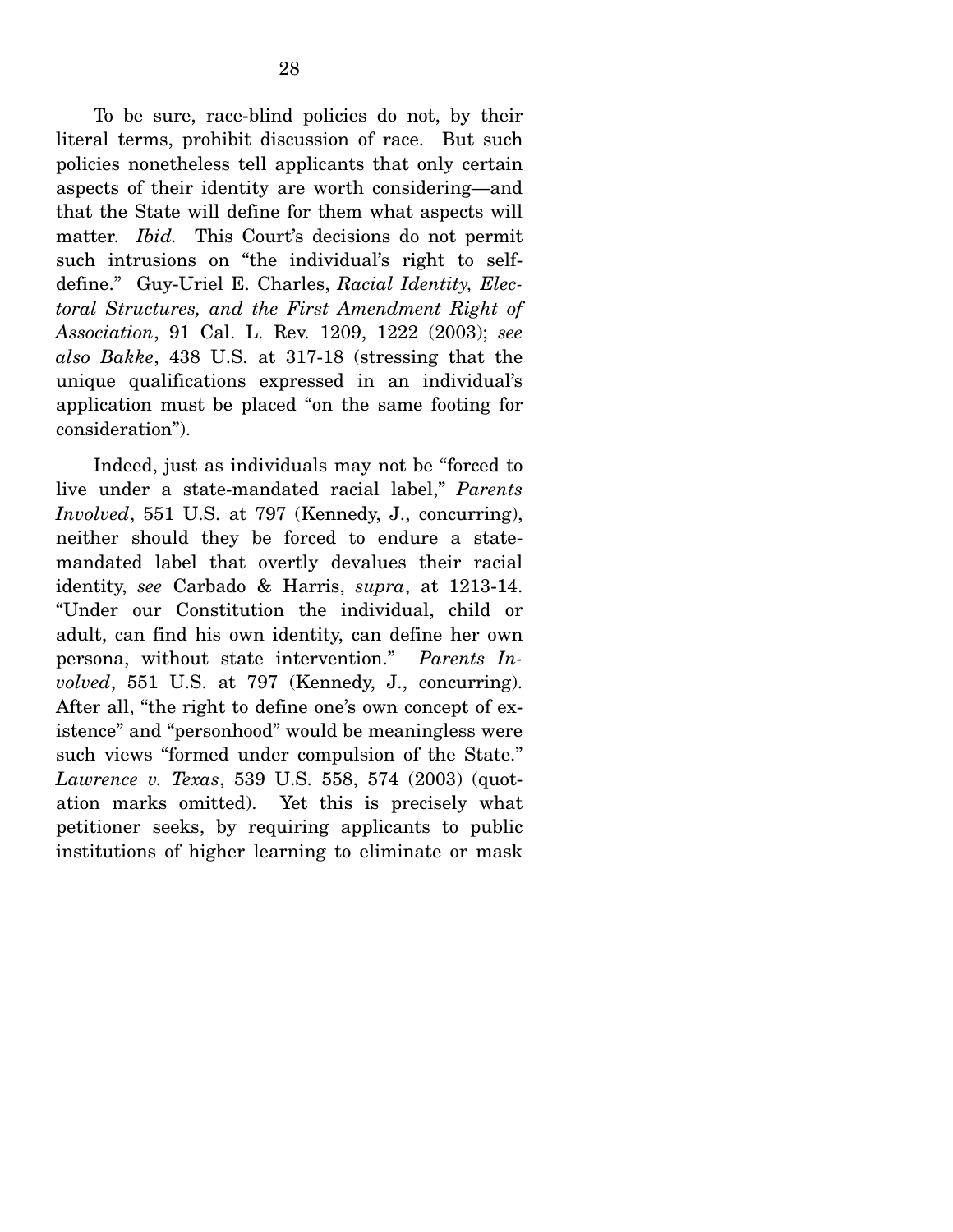To be sure, race-blind policies do not, by their literal terms, prohibit discussion of race. But such policies nonetheless tell applicants that only certain aspects of their identity are worth considering—and that the State will define for them what aspects will matter. *Ibid.* This Court's decisions do not permit such intrusions on "the individual's right to self-define." Guy-Uriel E. Charles, *Racial Identity, Electoral Structures, and the First Amendment Right of Association*, 91 Cal. L. Rev. 1209, 1222 (2003); *see also Bakke*, 438 U.S. at 317-18 (stressing that the unique qualifications expressed in an individual's application must be placed "on the same footing for consideration").

Indeed, just as individuals may not be "forced to live under a state-mandated racial label," *Parents Involved*, 551 U.S. at 797 (Kennedy, J., concurring), neither should they be forced to endure a state-mandated label that overtly devalues their racial identity, *see* Carbado & Harris, *supra*, at 1213-14. "Under our Constitution the individual, child or adult, can find his own identity, can define her own persona, without state intervention." *Parents Involved*, 551 U.S. at 797 (Kennedy, J., concurring). After all, "the right to define one's own concept of existence" and "personhood" would be meaningless were such views "formed under compulsion of the State." *Lawrence v. Texas*, 539 U.S. 558, 574 (2003) (quotation marks omitted). Yet this is precisely what petitioner seeks, by requiring applicants to public institutions of higher learning to eliminate or mask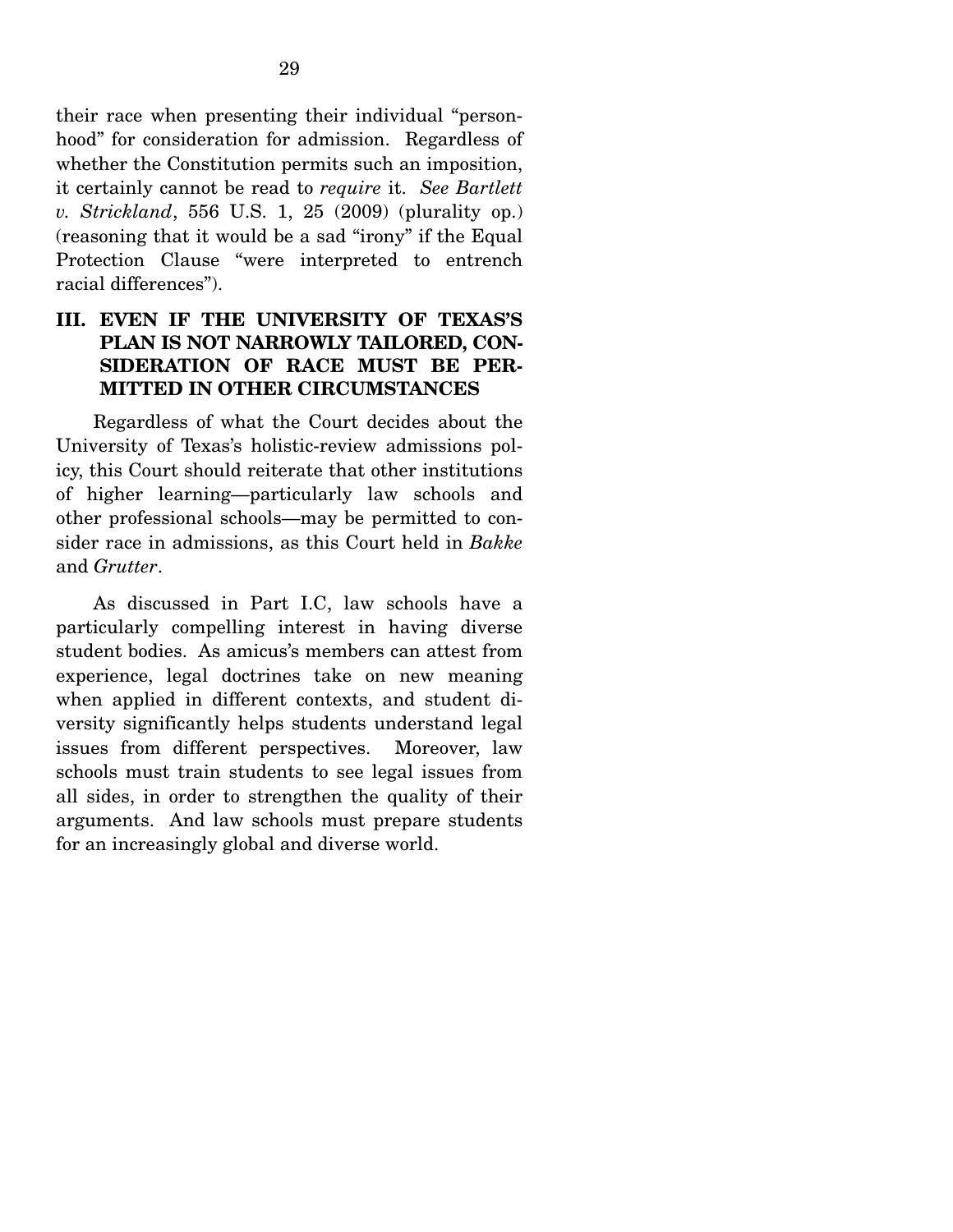their race when presenting their individual "personhood" for consideration for admission. Regardless of whether the Constitution permits such an imposition, it certainly cannot be read to *require* it. *See Bartlett v. Strickland*, 556 U.S. 1, 25 (2009) (plurality op.) (reasoning that it would be a sad "irony" if the Equal Protection Clause "were interpreted to entrench racial differences").

## III. EVEN IF THE UNIVERSITY OF TEXAS'S PLAN IS NOT NARROWLY TAILORED, CONSIDERATION OF RACE MUST BE PERMITTED IN OTHER CIRCUMSTANCES

Regardless of what the Court decides about the University of Texas's holistic-review admissions policy, this Court should reiterate that other institutions of higher learning—particularly law schools and other professional schools—may be permitted to consider race in admissions, as this Court held in *Bakke* and *Grutter*.

As discussed in Part I.C, law schools have a particularly compelling interest in having diverse student bodies. As amicus's members can attest from experience, legal doctrines take on new meaning when applied in different contexts, and student diversity significantly helps students understand legal issues from different perspectives. Moreover, law schools must train students to see legal issues from all sides, in order to strengthen the quality of their arguments. And law schools must prepare students for an increasingly global and diverse world.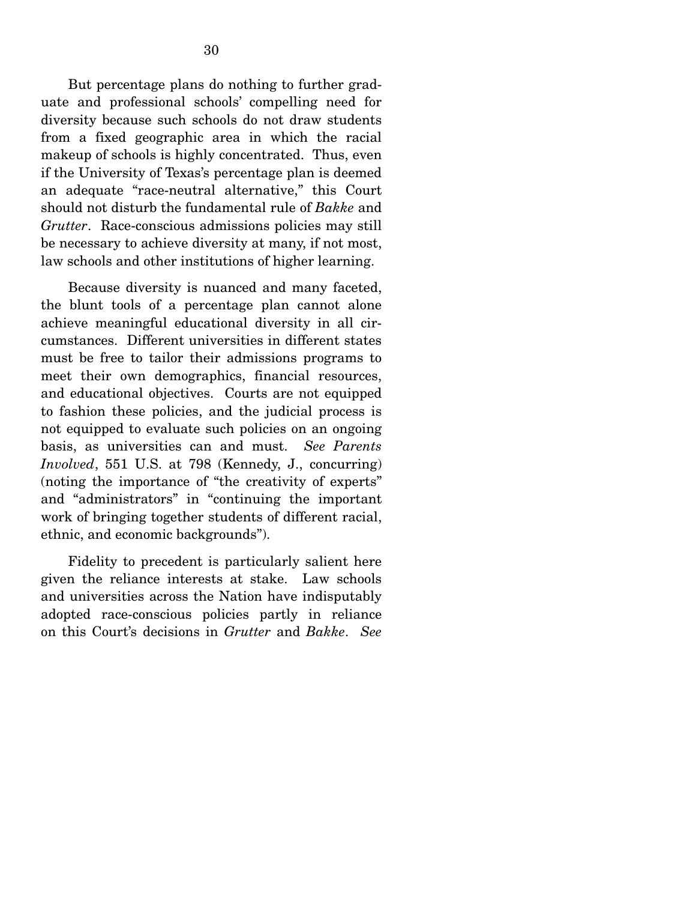But percentage plans do nothing to further graduate and professional schools' compelling need for diversity because such schools do not draw students from a fixed geographic area in which the racial makeup of schools is highly concentrated. Thus, even if the University of Texas's percentage plan is deemed an adequate "race-neutral alternative," this Court should not disturb the fundamental rule of *Bakke* and *Grutter*. Race-conscious admissions policies may still be necessary to achieve diversity at many, if not most, law schools and other institutions of higher learning.

Because diversity is nuanced and many faceted, the blunt tools of a percentage plan cannot alone achieve meaningful educational diversity in all circumstances. Different universities in different states must be free to tailor their admissions programs to meet their own demographics, financial resources, and educational objectives. Courts are not equipped to fashion these policies, and the judicial process is not equipped to evaluate such policies on an ongoing basis, as universities can and must. *See Parents Involved*, 551 U.S. at 798 (Kennedy, J., concurring) (noting the importance of "the creativity of experts" and "administrators" in "continuing the important work of bringing together students of different racial, ethnic, and economic backgrounds").

Fidelity to precedent is particularly salient here given the reliance interests at stake. Law schools and universities across the Nation have indisputably adopted race-conscious policies partly in reliance on this Court's decisions in *Grutter* and *Bakke*. *See*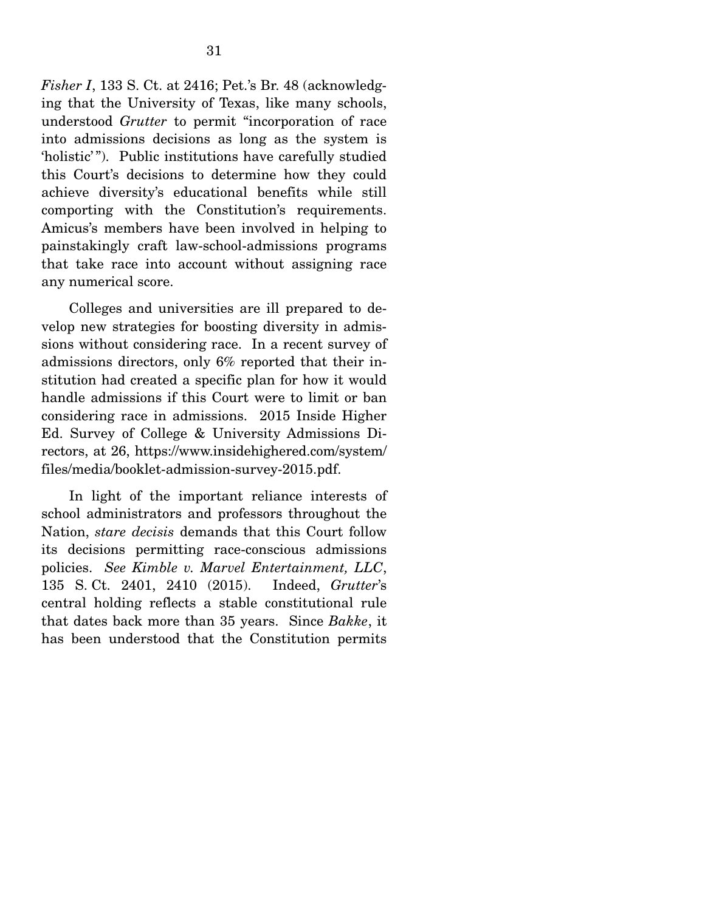*Fisher I*, 133 S. Ct. at 2416; Pet.'s Br. 48 (acknowledging that the University of Texas, like many schools, understood *Grutter* to permit "incorporation of race into admissions decisions as long as the system is 'holistic'"). Public institutions have carefully studied this Court's decisions to determine how they could achieve diversity's educational benefits while still comporting with the Constitution's requirements. Amicus's members have been involved in helping to painstakingly craft law-school-admissions programs that take race into account without assigning race any numerical score.

Colleges and universities are ill prepared to develop new strategies for boosting diversity in admissions without considering race. In a recent survey of admissions directors, only 6% reported that their institution had created a specific plan for how it would handle admissions if this Court were to limit or ban considering race in admissions. 2015 Inside Higher Ed. Survey of College & University Admissions Directors, at 26, https://www.insidehighered.com/system/files/media/booklet-admission-survey-2015.pdf.

In light of the important reliance interests of school administrators and professors throughout the Nation, *stare decisis* demands that this Court follow its decisions permitting race-conscious admissions policies. *See Kimble v. Marvel Entertainment, LLC*, 135 S. Ct. 2401, 2410 (2015). Indeed, *Grutter*'s central holding reflects a stable constitutional rule that dates back more than 35 years. Since *Bakke*, it has been understood that the Constitution permits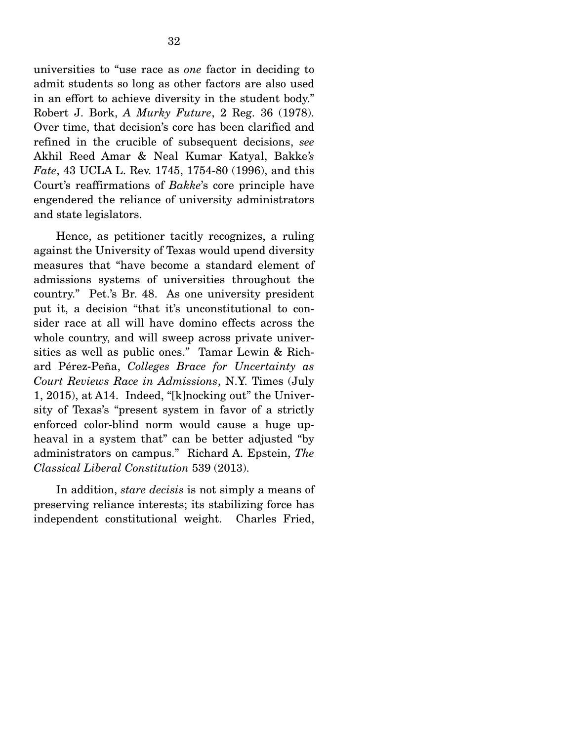universities to "use race as *one* factor in deciding to admit students so long as other factors are also used in an effort to achieve diversity in the student body." Robert J. Bork, *A Murky Future*, 2 Reg. 36 (1978). Over time, that decision's core has been clarified and refined in the crucible of subsequent decisions, *see* Akhil Reed Amar & Neal Kumar Katyal, Bakke*'s Fate*, 43 UCLA L. Rev. 1745, 1754-80 (1996), and this Court's reaffirmations of *Bakke*'s core principle have engendered the reliance of university administrators and state legislators.

Hence, as petitioner tacitly recognizes, a ruling against the University of Texas would upend diversity measures that "have become a standard element of admissions systems of universities throughout the country." Pet.'s Br. 48. As one university president put it, a decision "that it's unconstitutional to consider race at all will have domino effects across the whole country, and will sweep across private universities as well as public ones." Tamar Lewin & Richard Pérez-Peña, *Colleges Brace for Uncertainty as Court Reviews Race in Admissions*, N.Y. Times (July 1, 2015), at A14. Indeed, "[k]nocking out" the University of Texas's "present system in favor of a strictly enforced color-blind norm would cause a huge upheaval in a system that" can be better adjusted "by administrators on campus." Richard A. Epstein, *The Classical Liberal Constitution* 539 (2013).

In addition, *stare decisis* is not simply a means of preserving reliance interests; its stabilizing force has independent constitutional weight. Charles Fried,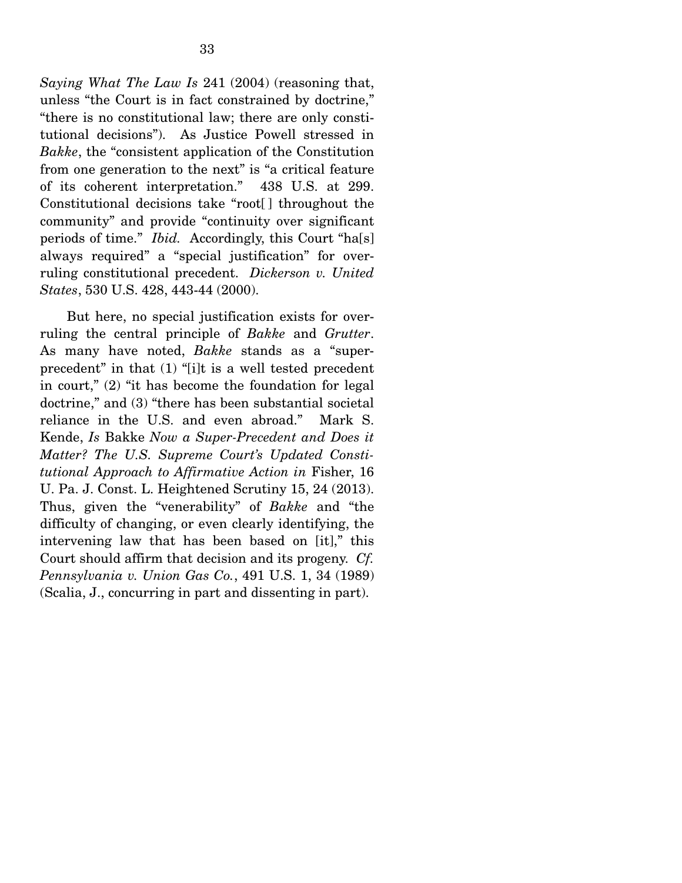*Saying What The Law Is* 241 (2004) (reasoning that, unless "the Court is in fact constrained by doctrine," "there is no constitutional law; there are only constitutional decisions"). As Justice Powell stressed in *Bakke*, the "consistent application of the Constitution from one generation to the next" is "a critical feature of its coherent interpretation." 438 U.S. at 299. Constitutional decisions take "root[ ] throughout the community" and provide "continuity over significant periods of time." *Ibid.* Accordingly, this Court "ha[s] always required" a "special justification" for overruling constitutional precedent. *Dickerson v. United States*, 530 U.S. 428, 443-44 (2000).

But here, no special justification exists for overruling the central principle of *Bakke* and *Grutter*. As many have noted, *Bakke* stands as a "super-precedent" in that (1) "[i]t is a well tested precedent in court," (2) "it has become the foundation for legal doctrine," and (3) "there has been substantial societal reliance in the U.S. and even abroad." Mark S. Kende, *Is* Bakke *Now a Super-Precedent and Does it Matter? The U.S. Supreme Court's Updated Constitutional Approach to Affirmative Action in* Fisher, 16 U. Pa. J. Const. L. Heightened Scrutiny 15, 24 (2013). Thus, given the "venerability" of *Bakke* and "the difficulty of changing, or even clearly identifying, the intervening law that has been based on [it]," this Court should affirm that decision and its progeny. *Cf. Pennsylvania v. Union Gas Co.*, 491 U.S. 1, 34 (1989) (Scalia, J., concurring in part and dissenting in part).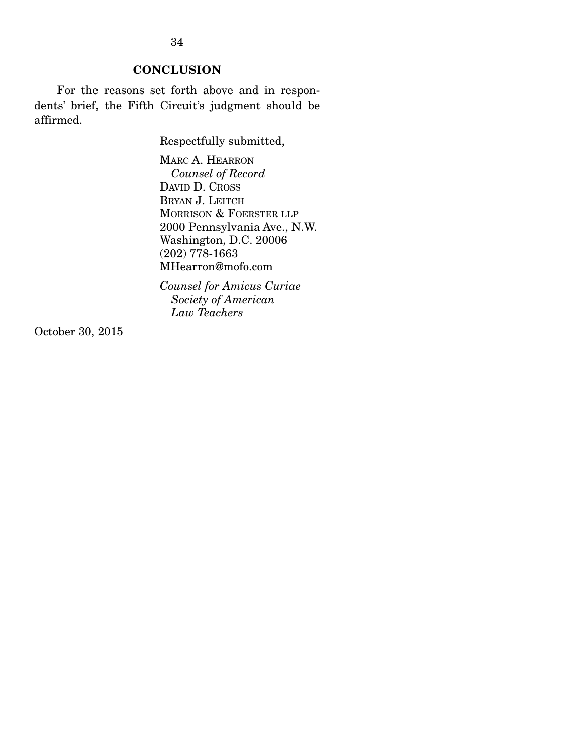## CONCLUSION

For the reasons set forth above and in respondents' brief, the Fifth Circuit's judgment should be affirmed.

Respectfully submitted,

MARC A. HEARRON
*Counsel of Record*
DAVID D. CROSS
BRYAN J. LEITCH
MORRISON & FOERSTER LLP
2000 Pennsylvania Ave., N.W.
Washington, D.C. 20006
(202) 778-1663
MHearron@mofo.com

*Counsel for Amicus Curiae Society of American Law Teachers*

October 30, 2015